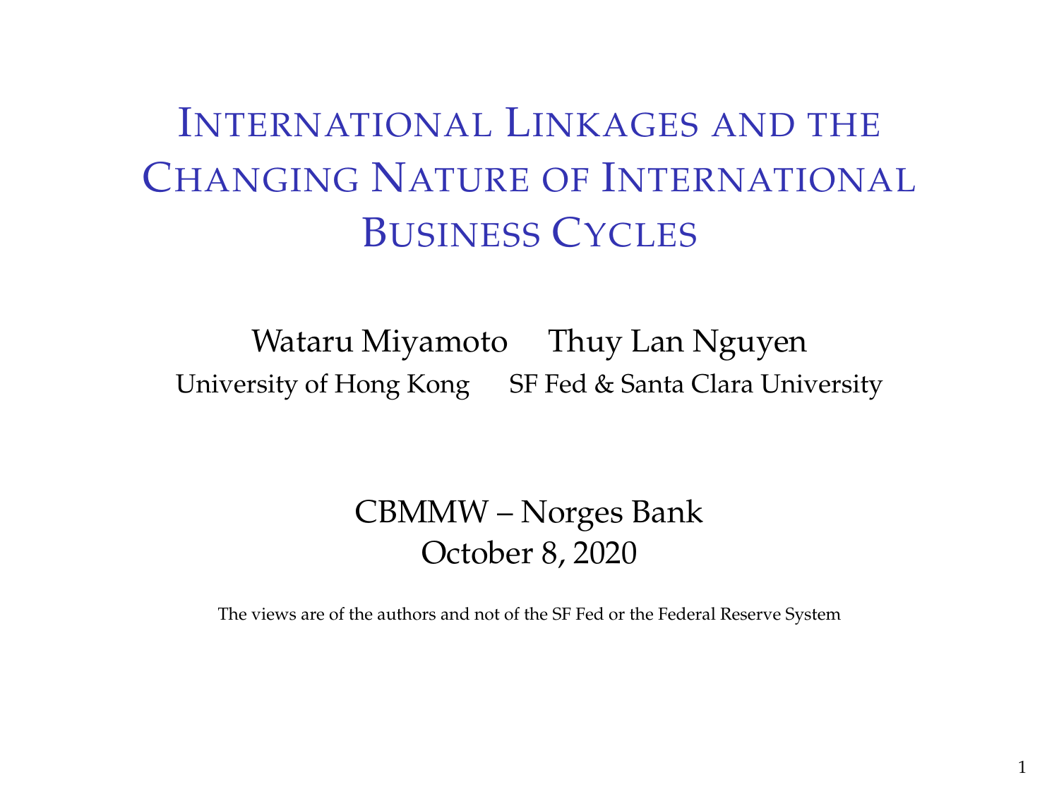# International Linkages and the Changing Nature of International Business Cycles

Wataru Miyamoto   Thuy Lan Nguyen

University of Hong Kong   SF Fed & Santa Clara University

CBMMW – Norges Bank

October 8, 2020

The views are of the authors and not of the SF Fed or the Federal Reserve System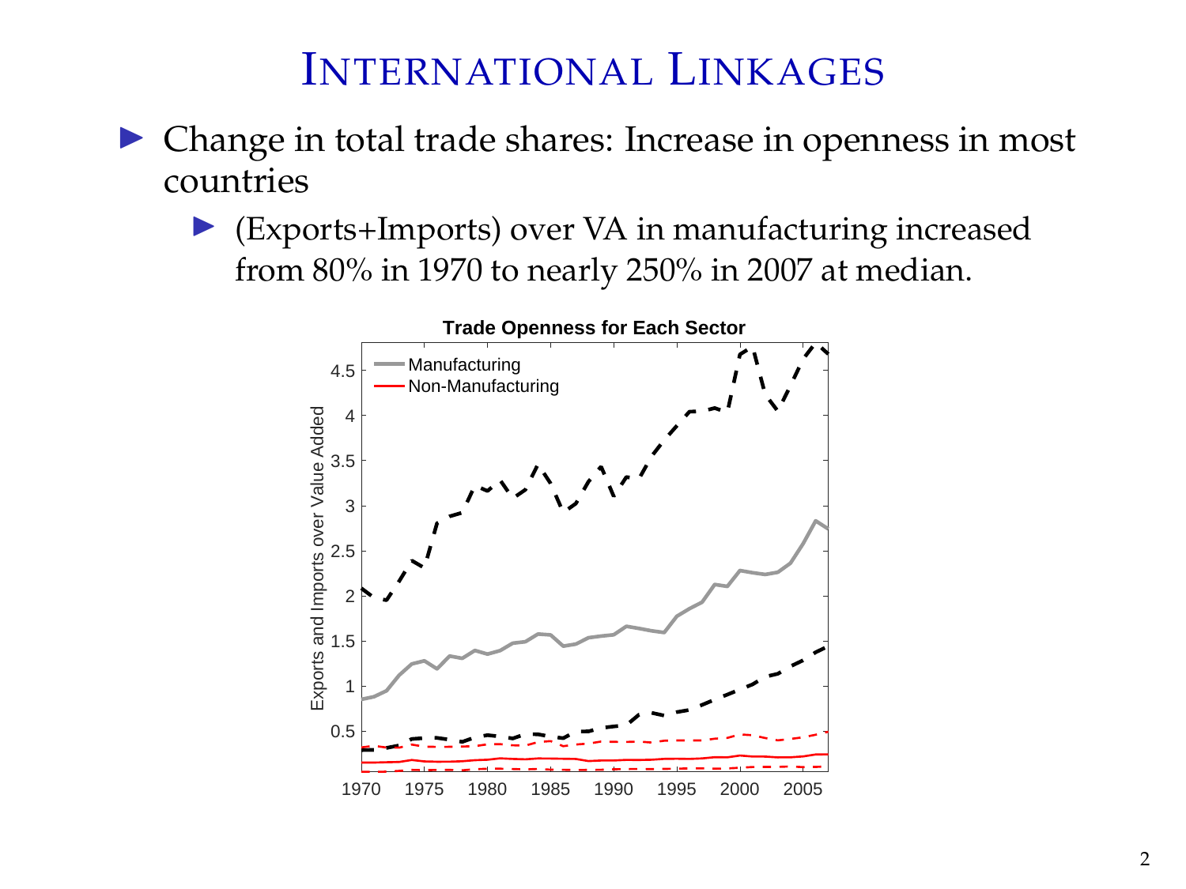# International Linkages

- Change in total trade shares: Increase in openness in most countries
  - (Exports+Imports) over VA in manufacturing increased from 80% in 1970 to nearly 250% in 2007 at median.

**Trade Openness for Each Sector**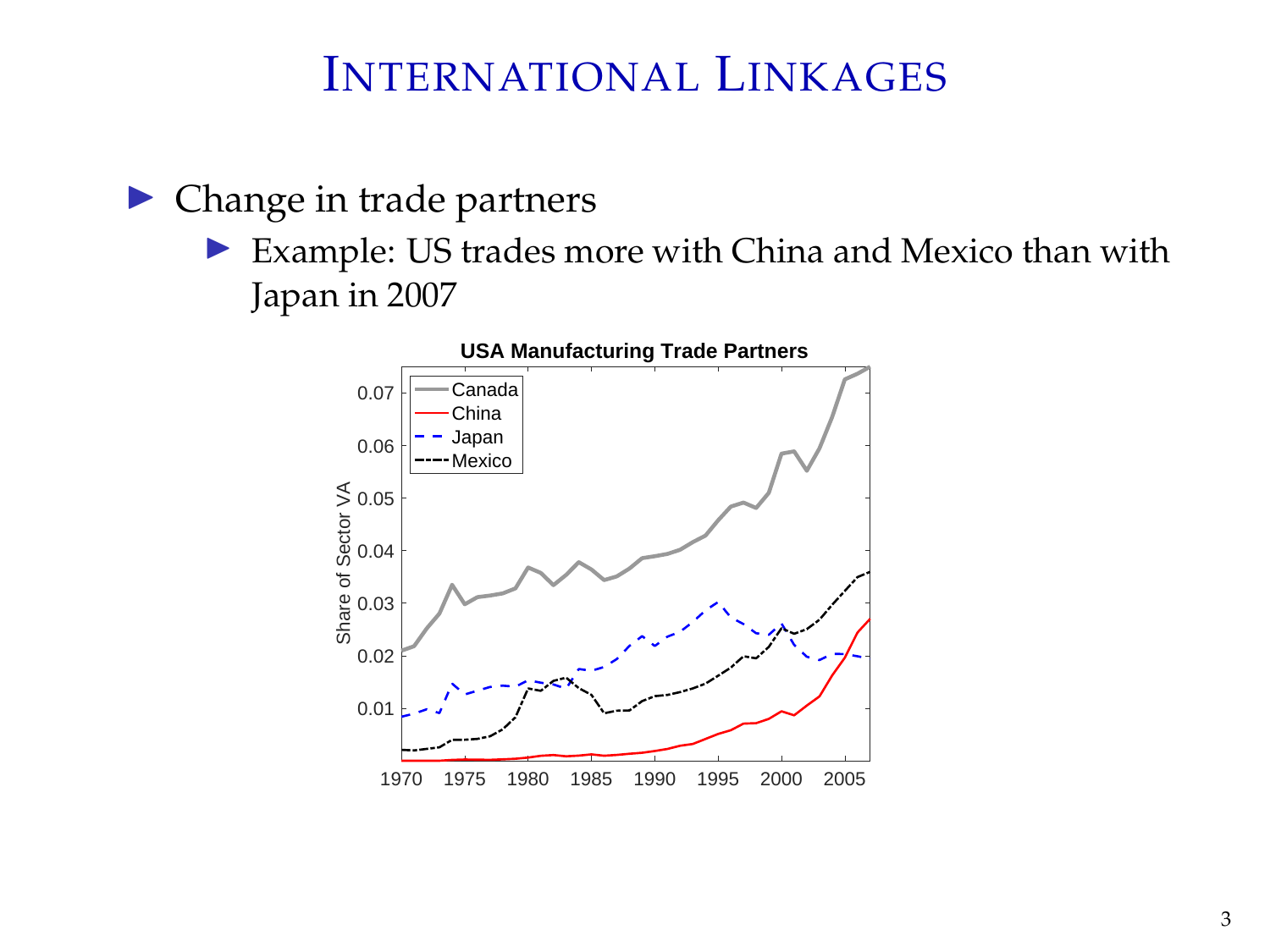# International Linkages

- Change in trade partners
  - Example: US trades more with China and Mexico than with Japan in 2007

**USA Manufacturing Trade Partners**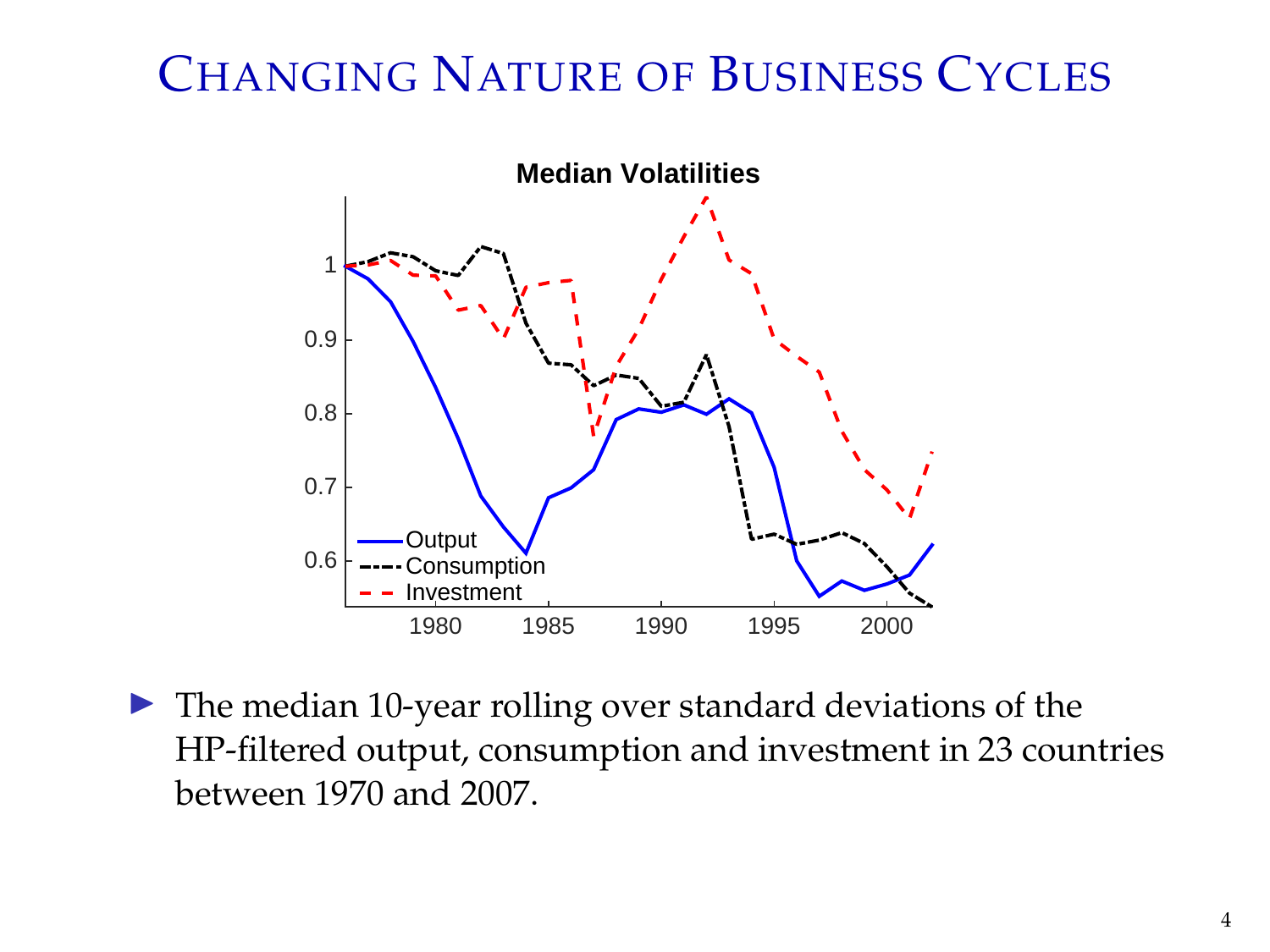# Changing Nature of Business Cycles

- The median 10-year rolling over standard deviations of the HP-filtered output, consumption and investment in 23 countries between 1970 and 2007.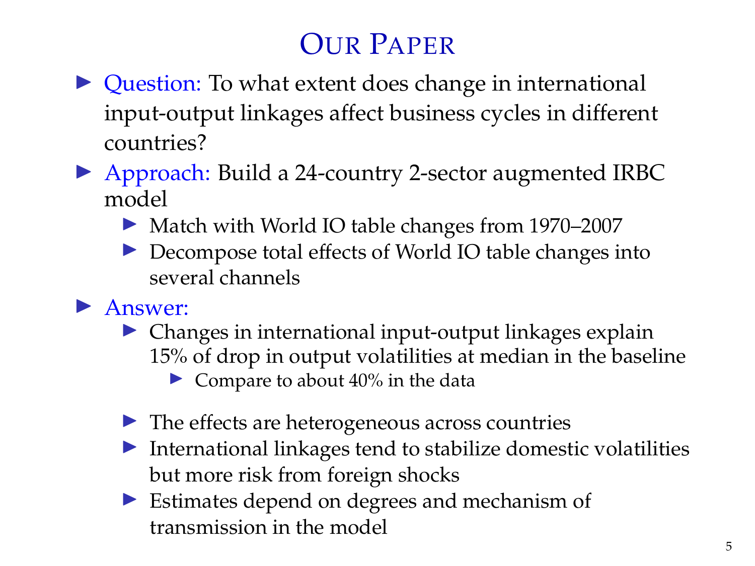# Our Paper

- Question: To what extent does change in international input-output linkages affect business cycles in different countries?
- Approach: Build a 24-country 2-sector augmented IRBC model
  - Match with World IO table changes from 1970–2007
  - Decompose total effects of World IO table changes into several channels
- Answer:
  - Changes in international input-output linkages explain 15% of drop in output volatilities at median in the baseline
    - Compare to about 40% in the data
  - The effects are heterogeneous across countries
  - International linkages tend to stabilize domestic volatilities but more risk from foreign shocks
  - Estimates depend on degrees and mechanism of transmission in the model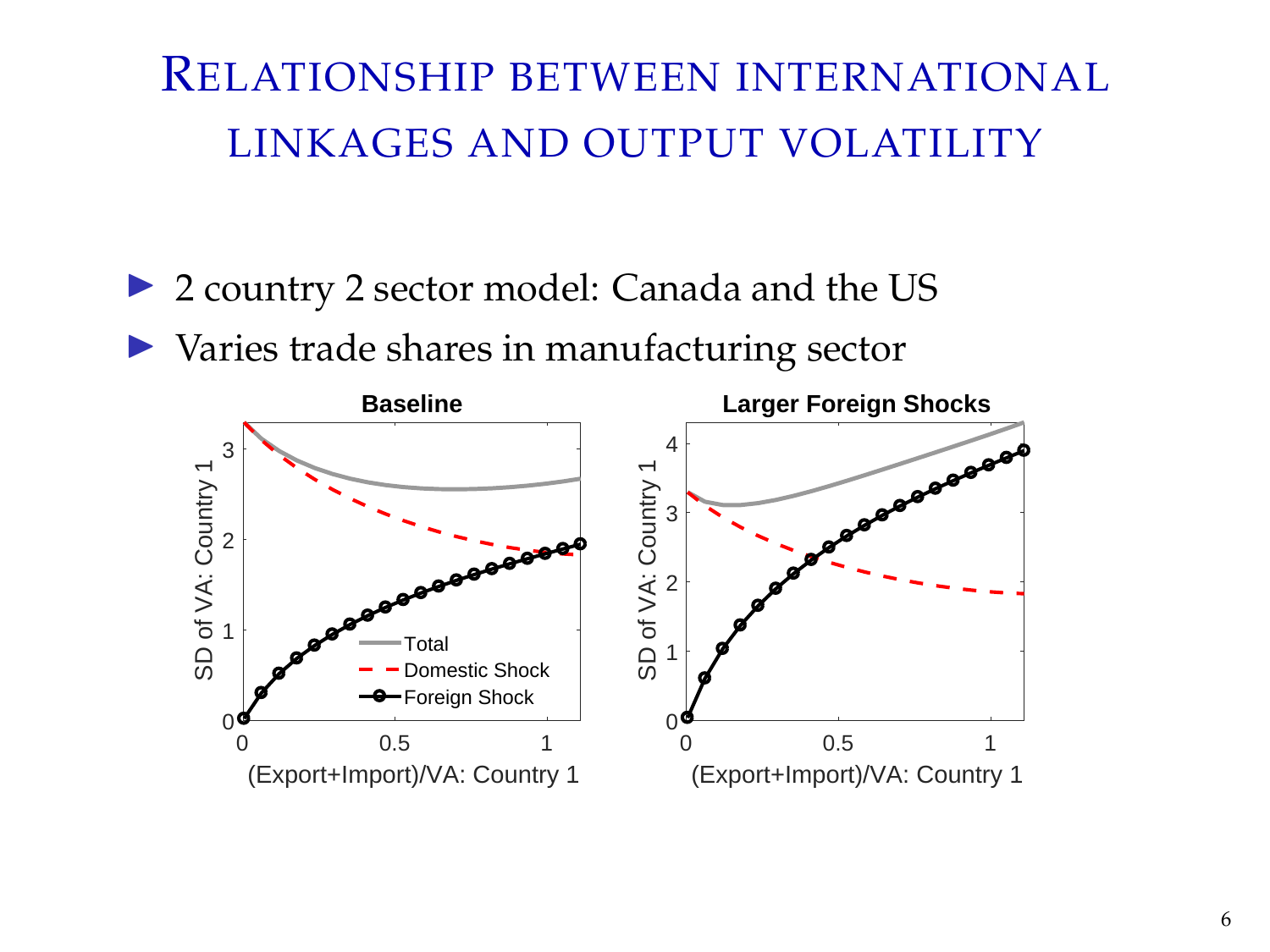# Relationship between international linkages and output volatility

- 2 country 2 sector model: Canada and the US
- Varies trade shares in manufacturing sector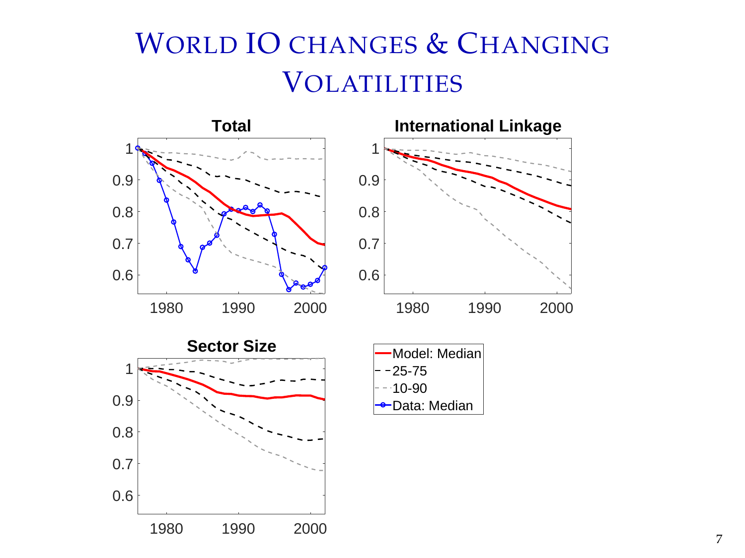# WORLD IO CHANGES & CHANGING VOLATILITIES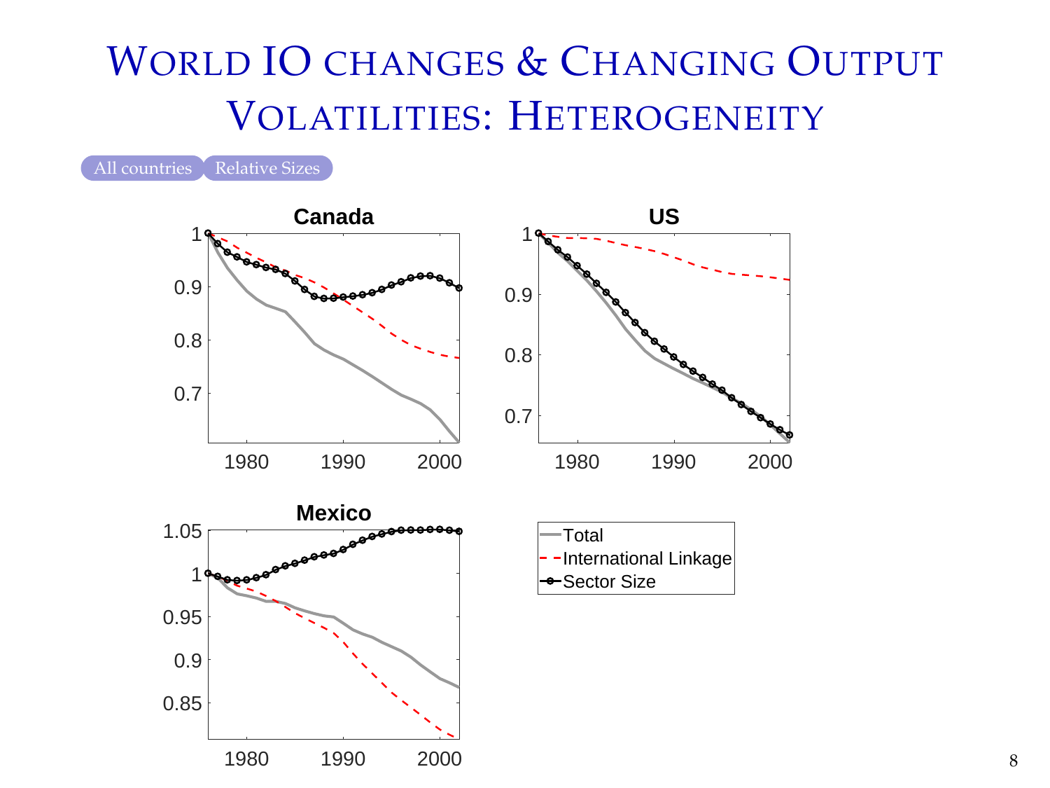# World IO changes & Changing Output Volatilities: Heterogeneity

All countries | Relative Sizes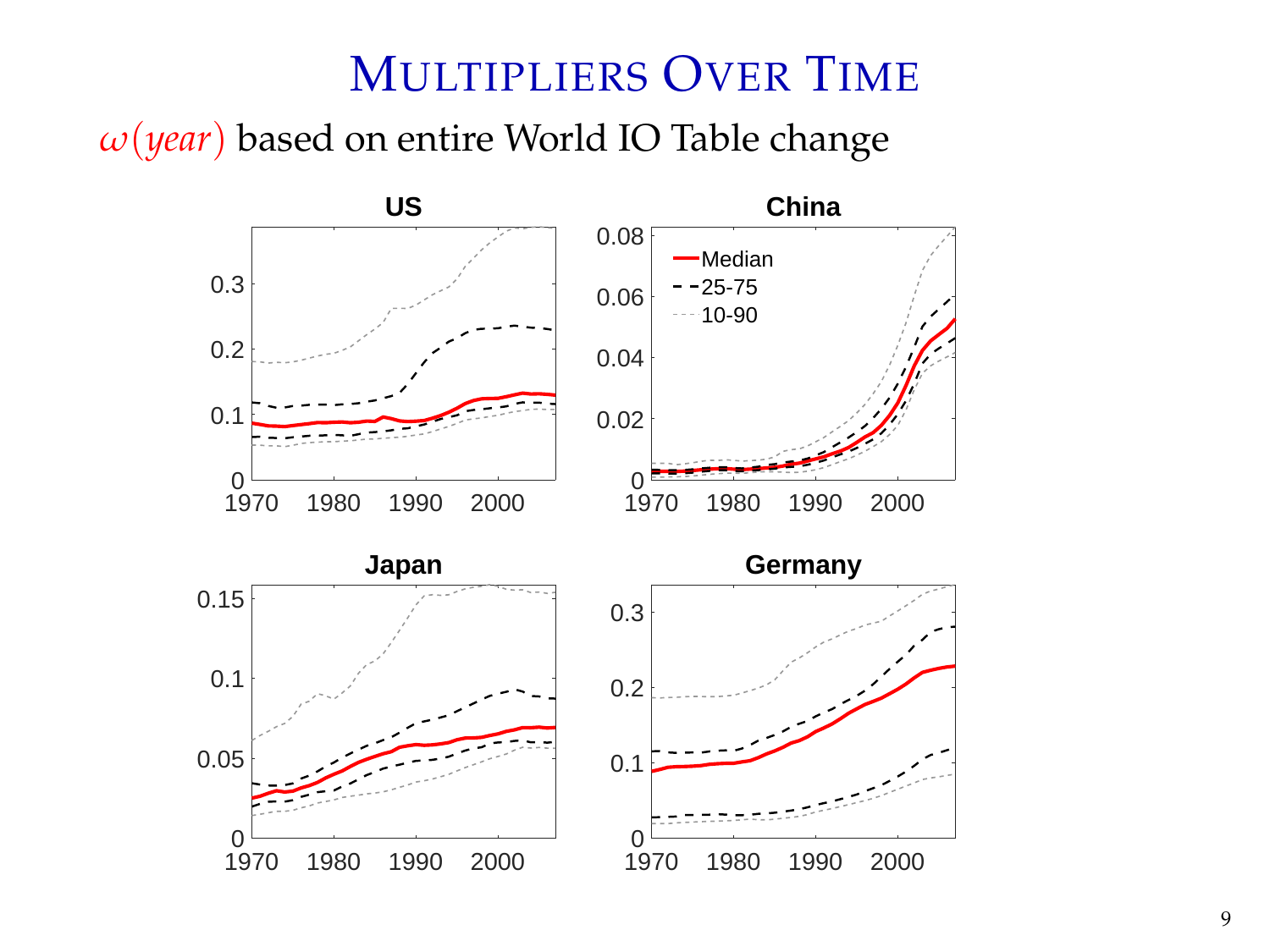# Multipliers Over Time

$\omega(year)$ based on entire World IO Table change

**US**

**China**

**Japan**

**Germany**

Median

25-75

10-90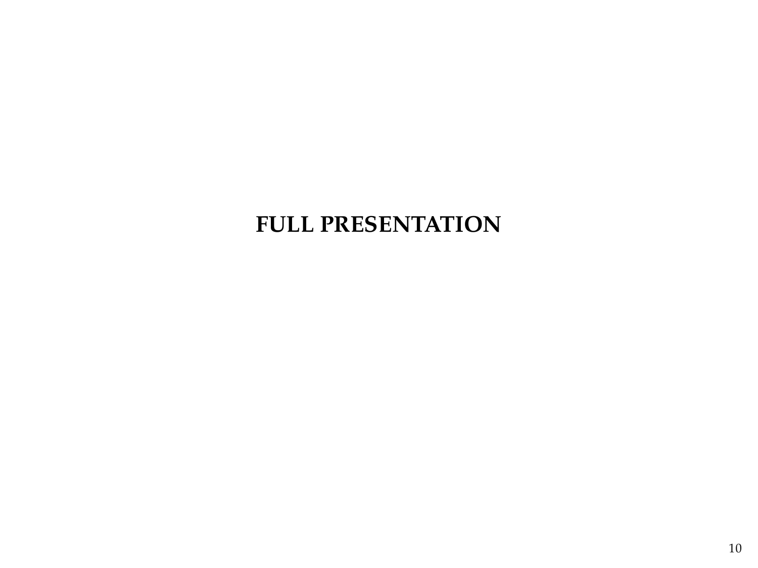# FULL PRESENTATION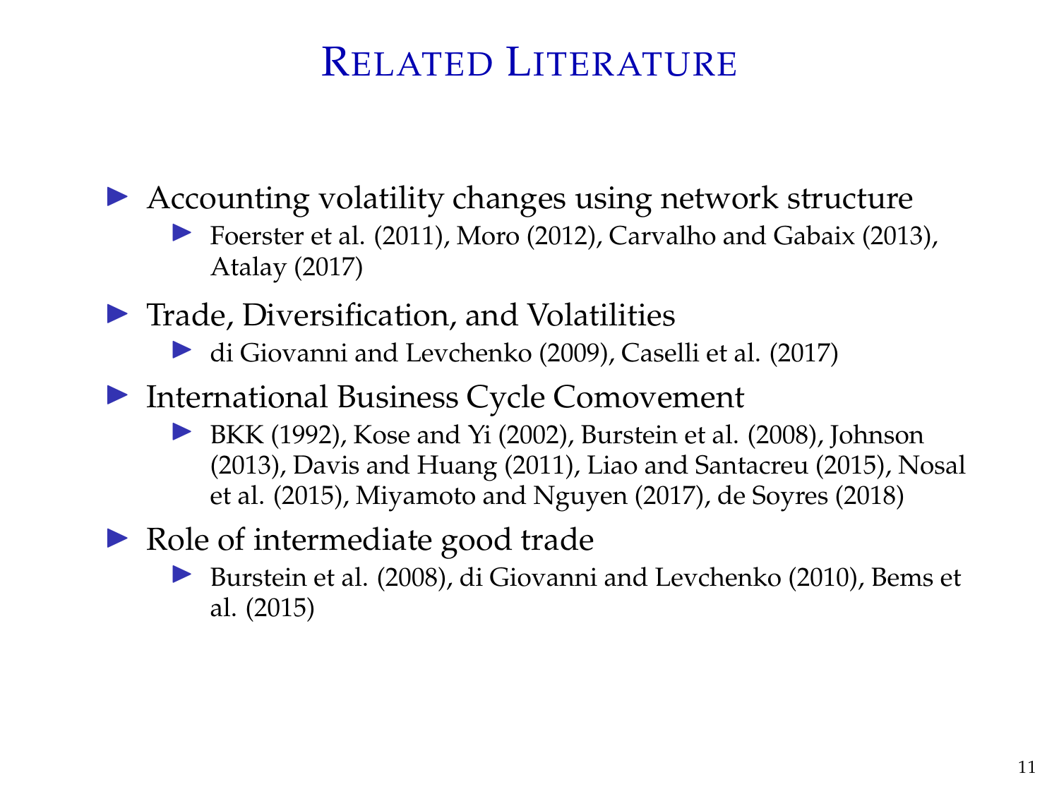# Related Literature

- Accounting volatility changes using network structure
  - Foerster et al. (2011), Moro (2012), Carvalho and Gabaix (2013), Atalay (2017)
- Trade, Diversification, and Volatilities
  - di Giovanni and Levchenko (2009), Caselli et al. (2017)
- International Business Cycle Comovement
  - BKK (1992), Kose and Yi (2002), Burstein et al. (2008), Johnson (2013), Davis and Huang (2011), Liao and Santacreu (2015), Nosal et al. (2015), Miyamoto and Nguyen (2017), de Soyres (2018)
- Role of intermediate good trade
  - Burstein et al. (2008), di Giovanni and Levchenko (2010), Bems et al. (2015)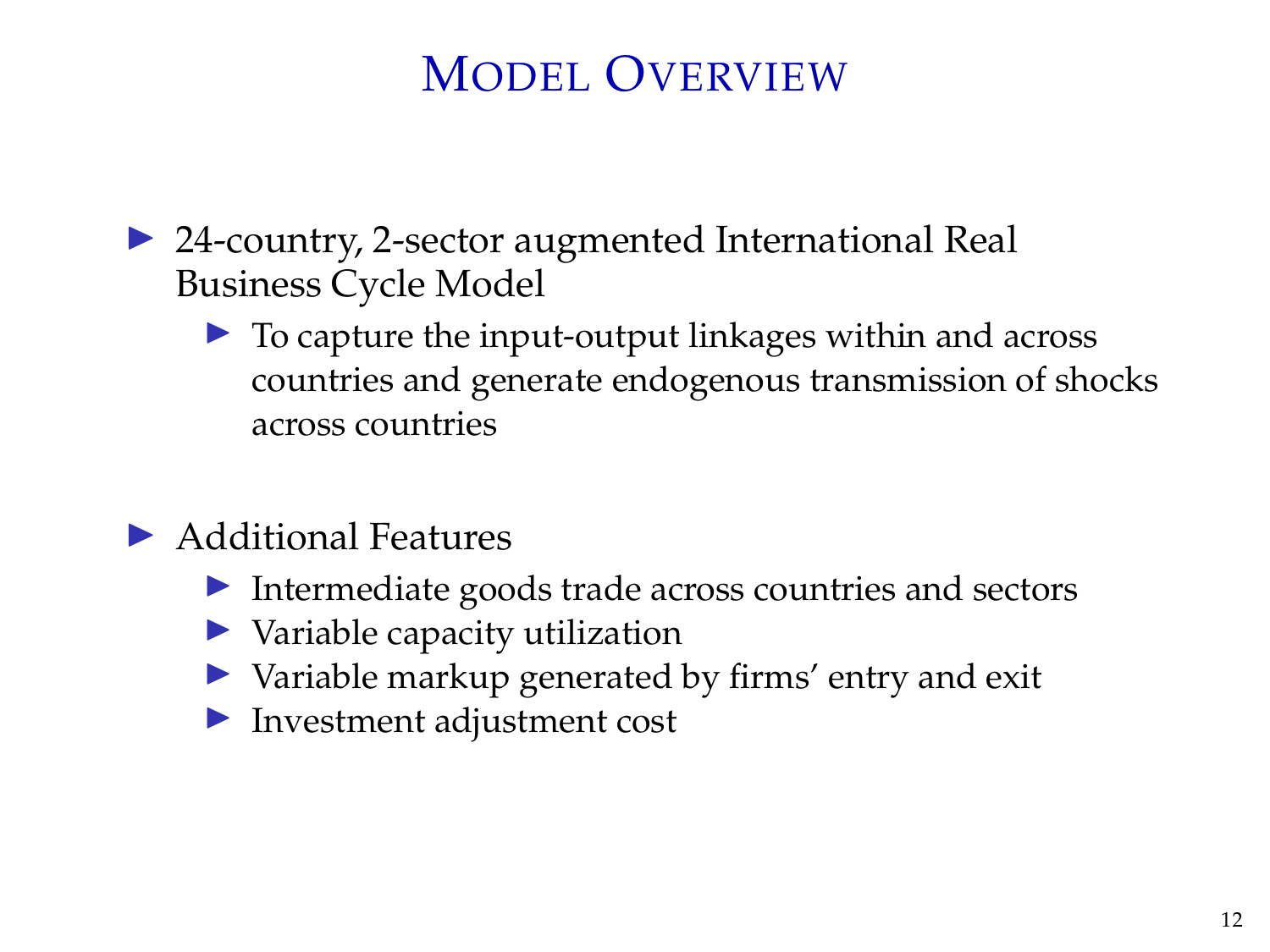# Model Overview

- 24-country, 2-sector augmented International Real Business Cycle Model
  - To capture the input-output linkages within and across countries and generate endogenous transmission of shocks across countries
- Additional Features
  - Intermediate goods trade across countries and sectors
  - Variable capacity utilization
  - Variable markup generated by firms' entry and exit
  - Investment adjustment cost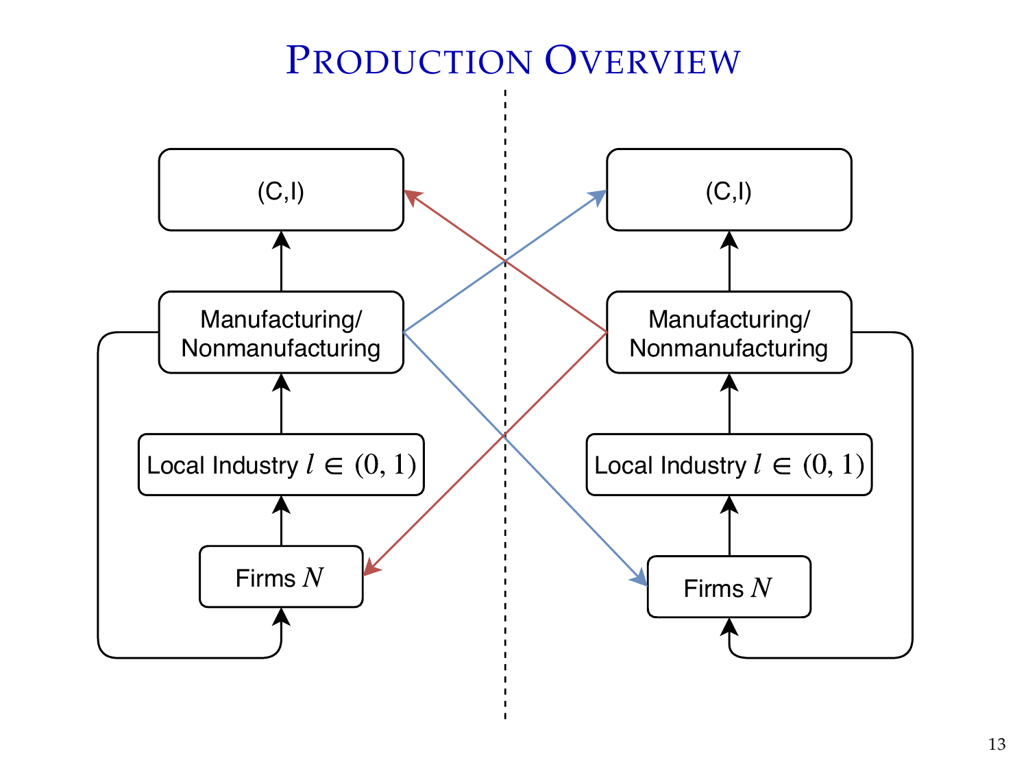# Production Overview

(C,I)

Manufacturing/
Nonmanufacturing

Local Industry $l \in (0,1)$

Firms $N$

(C,I)

Manufacturing/
Nonmanufacturing

Local Industry $l \in (0,1)$

Firms $N$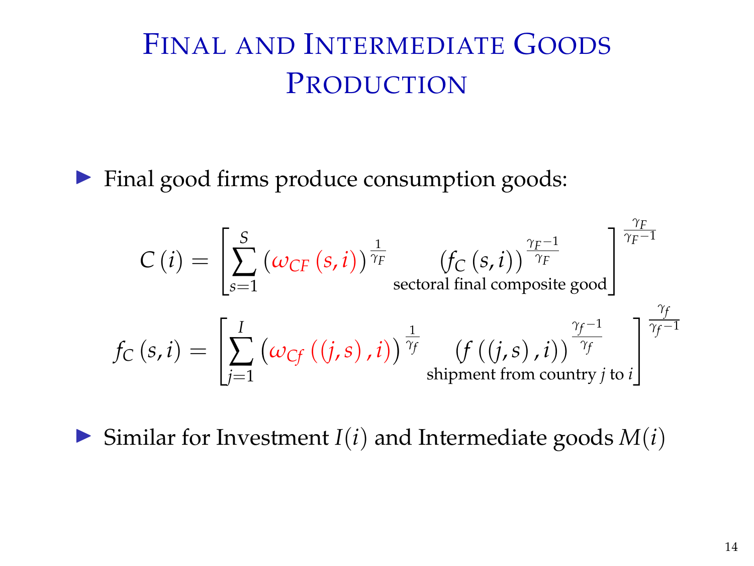# Final and Intermediate Goods Production

- Final good firms produce consumption goods:

$$C(i) = \left[ \sum_{s=1}^{S} \left( \omega_{CF}(s,i) \right)^{\frac{1}{\gamma_F}} \underbrace{\left( f_C(s,i) \right)^{\frac{\gamma_F - 1}{\gamma_F}}}_{\text{sectoral final composite good}} \right]^{\frac{\gamma_F}{\gamma_F - 1}}$$

$$f_C(s,i) = \left[ \sum_{j=1}^{I} \left( \omega_{Cf}((j,s),i) \right)^{\frac{1}{\gamma_f}} \underbrace{\left( f((j,s),i) \right)^{\frac{\gamma_f - 1}{\gamma_f}}}_{\text{shipment from country } j \text{ to } i} \right]^{\frac{\gamma_f}{\gamma_f - 1}}$$

- Similar for Investment $I(i)$ and Intermediate goods $M(i)$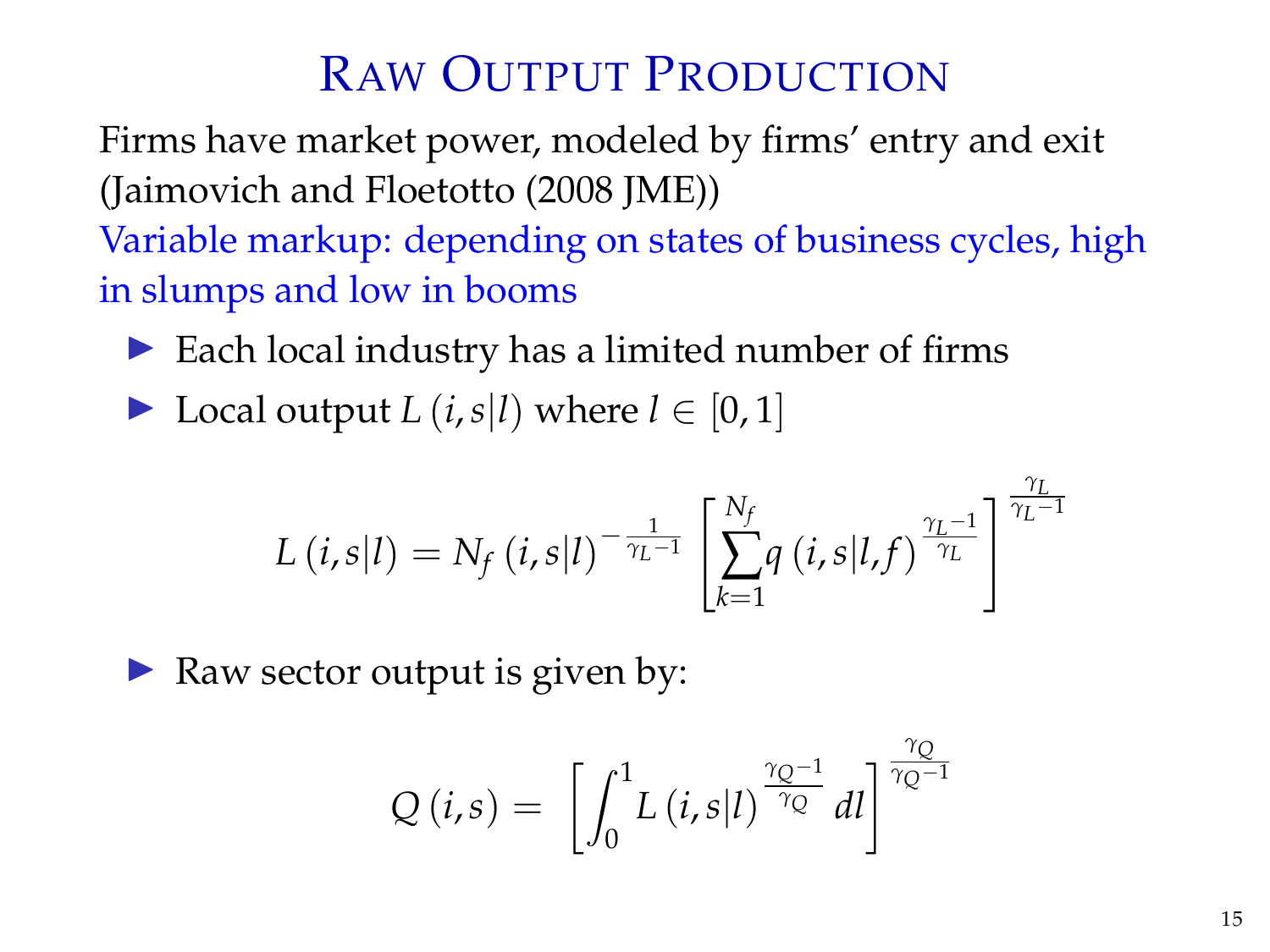# Raw Output Production

Firms have market power, modeled by firms' entry and exit (Jaimovich and Floetotto (2008 JME))

Variable markup: depending on states of business cycles, high in slumps and low in booms

- Each local industry has a limited number of firms
- Local output $L(i, s|l)$ where $l \in [0, 1]$

$$L(i,s|l) = N_f(i,s|l)^{-\frac{1}{\gamma_L - 1}} \left[ \sum_{k=1}^{N_f} q(i,s|l,f)^{\frac{\gamma_L - 1}{\gamma_L}} \right]^{\frac{\gamma_L}{\gamma_L - 1}}$$

- Raw sector output is given by:

$$Q(i,s) = \left[ \int_0^1 L(i,s|l)^{\frac{\gamma_Q - 1}{\gamma_Q}} dl \right]^{\frac{\gamma_Q}{\gamma_Q - 1}}$$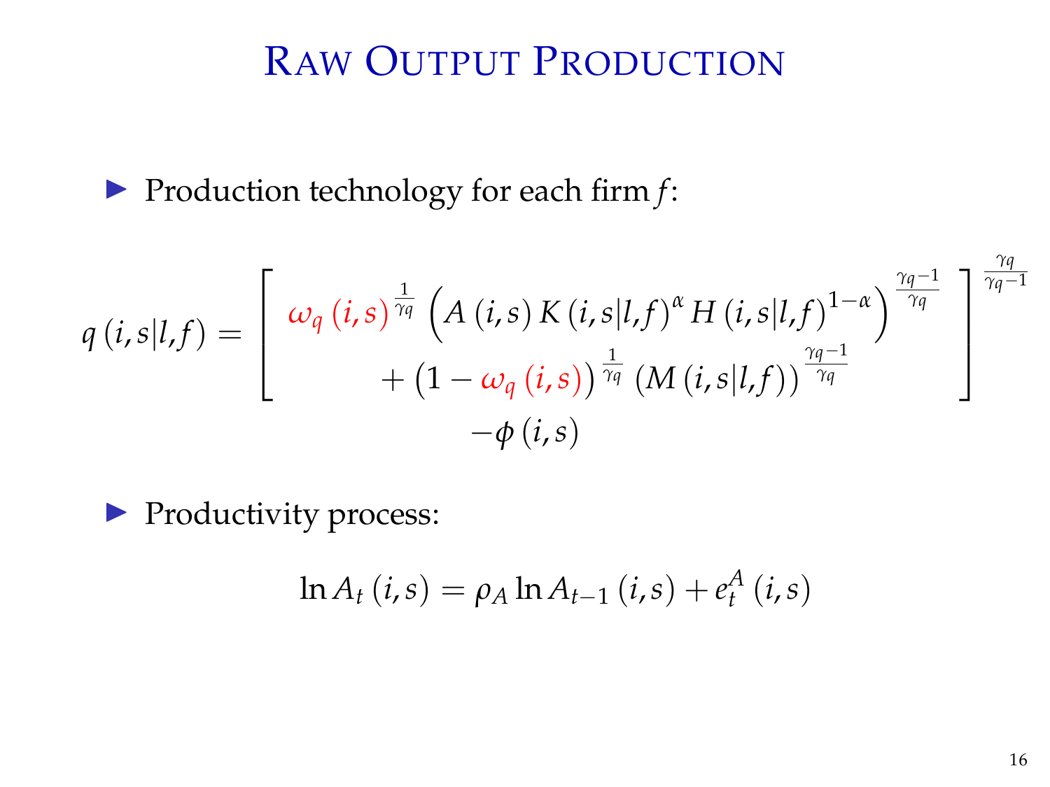# Raw Output Production

- Production technology for each firm $f$:

$$q(i,s|l,f) = \left[ \begin{array}{c} \omega_q(i,s)^{\frac{1}{\gamma_q}} \left( A(i,s) K(i,s|l,f)^{\alpha} H(i,s|l,f)^{1-\alpha} \right)^{\frac{\gamma_q - 1}{\gamma_q}} \\ + \left(1 - \omega_q(i,s)\right)^{\frac{1}{\gamma_q}} \left( M(i,s|l,f) \right)^{\frac{\gamma_q - 1}{\gamma_q}} \end{array} \right]^{\frac{\gamma_q}{\gamma_q - 1}} - \phi(i,s)$$

- Productivity process:

$$\ln A_t(i,s) = \rho_A \ln A_{t-1}(i,s) + e_t^A(i,s)$$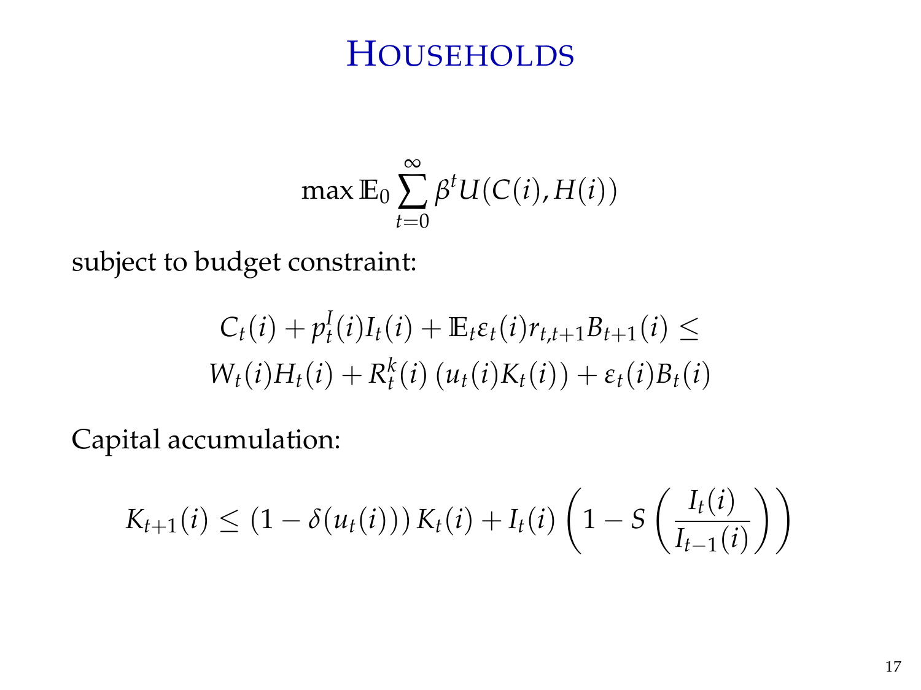# Households

$$\max \mathbb{E}_0 \sum_{t=0}^{\infty} \beta^t U(C(i), H(i))$$

subject to budget constraint:

$$C_t(i) + p_t^I(i) I_t(i) + \mathbb{E}_t \varepsilon_t(i) r_{t,t+1} B_{t+1}(i) \leq$$
$$W_t(i) H_t(i) + R_t^k(i) \left( u_t(i) K_t(i) \right) + \varepsilon_t(i) B_t(i)$$

Capital accumulation:

$$K_{t+1}(i) \leq \left(1 - \delta(u_t(i))\right) K_t(i) + I_t(i) \left( 1 - S\left( \frac{I_t(i)}{I_{t-1}(i)} \right) \right)$$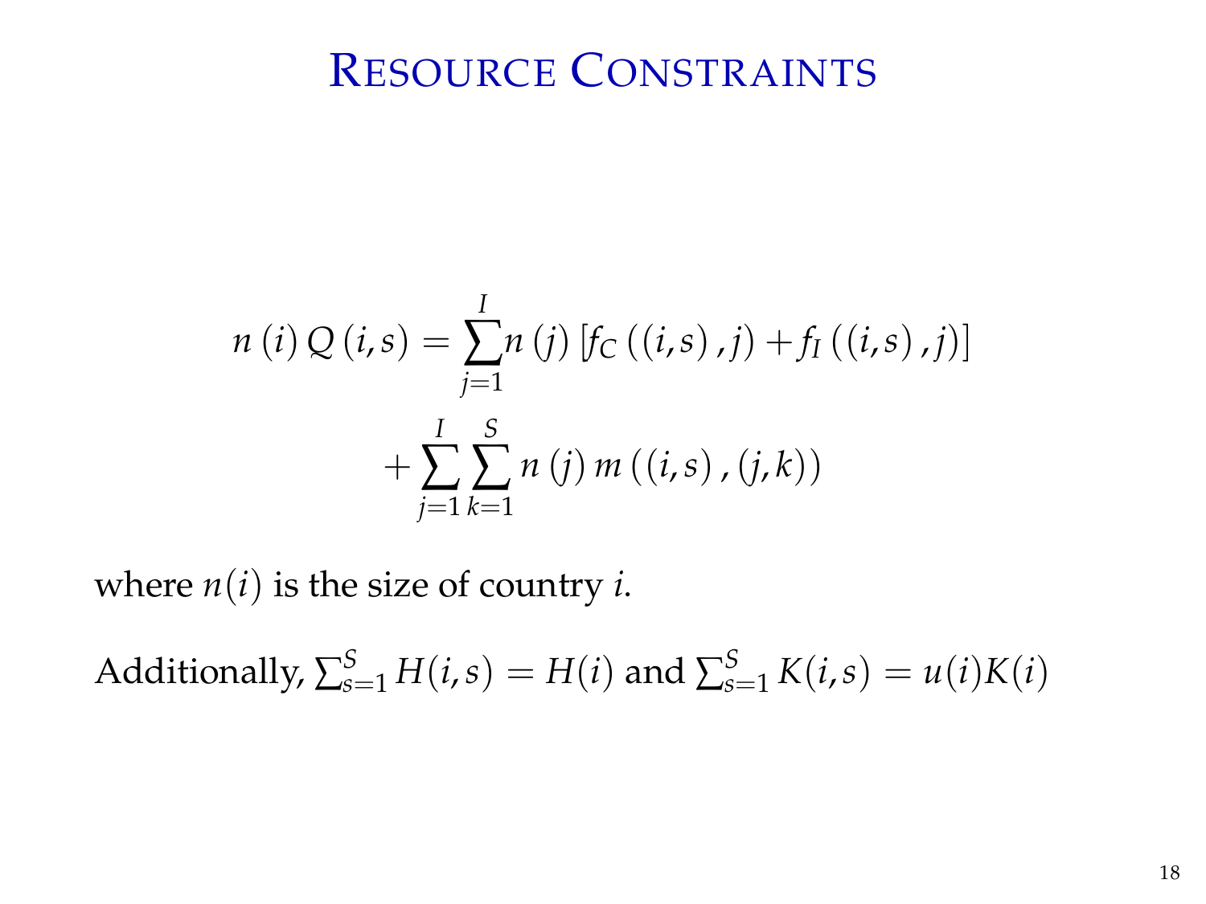# Resource Constraints

$$
\begin{aligned}
n(i)\, Q(i,s) = \sum_{j=1}^{I} n(j) \left[ f_C((i,s), j) + f_I((i,s), j) \right] \\
+ \sum_{j=1}^{I} \sum_{k=1}^{S} n(j)\, m((i,s), (j,k))
\end{aligned}
$$

where $n(i)$ is the size of country $i$.

Additionally, $\sum_{s=1}^{S} H(i,s) = H(i)$ and $\sum_{s=1}^{S} K(i,s) = u(i)K(i)$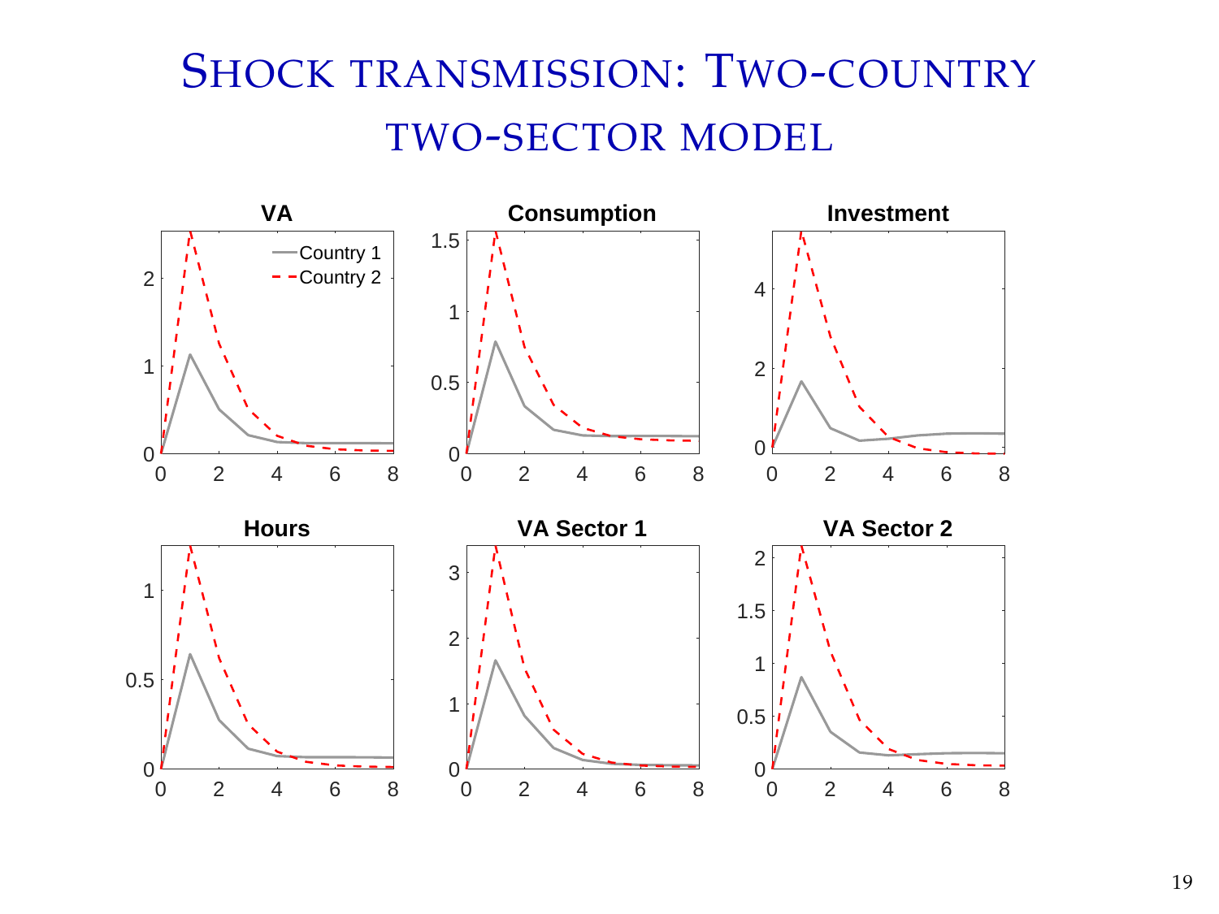# Shock transmission: Two-country two-sector model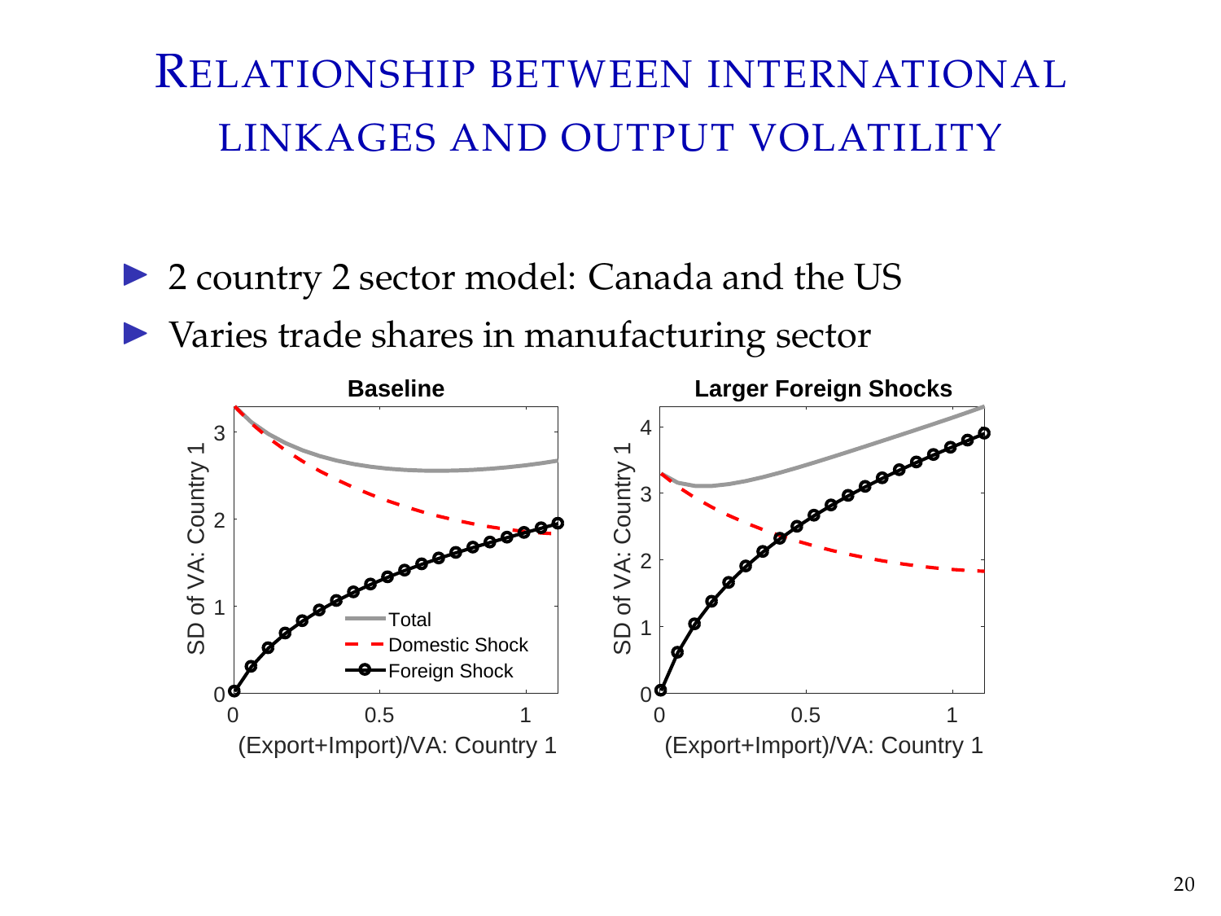# Relationship between international linkages and output volatility

- 2 country 2 sector model: Canada and the US
- Varies trade shares in manufacturing sector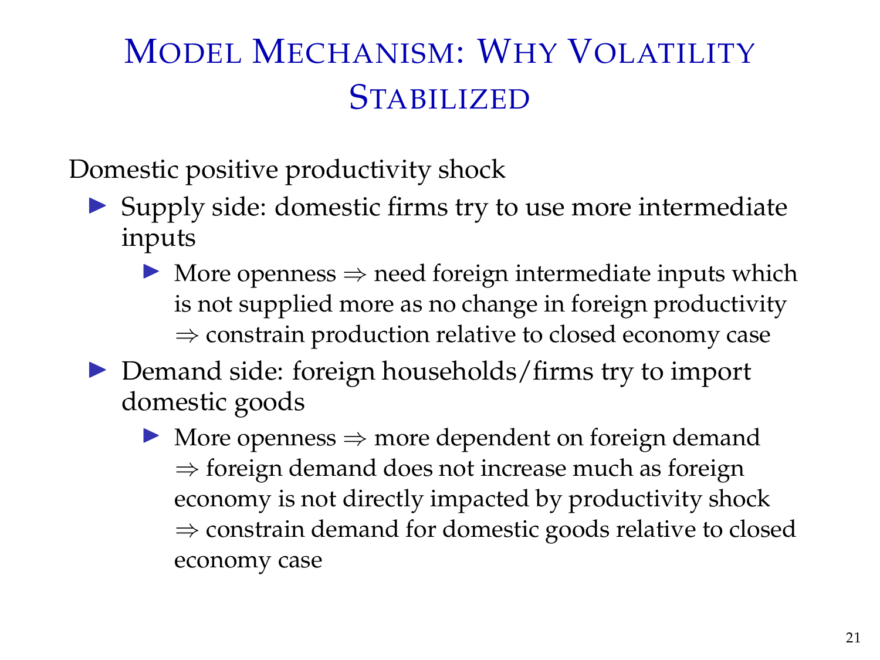# Model Mechanism: Why Volatility Stabilized

Domestic positive productivity shock

- Supply side: domestic firms try to use more intermediate inputs
  - More openness ⇒ need foreign intermediate inputs which is not supplied more as no change in foreign productivity ⇒ constrain production relative to closed economy case
- Demand side: foreign households/firms try to import domestic goods
  - More openness ⇒ more dependent on foreign demand ⇒ foreign demand does not increase much as foreign economy is not directly impacted by productivity shock ⇒ constrain demand for domestic goods relative to closed economy case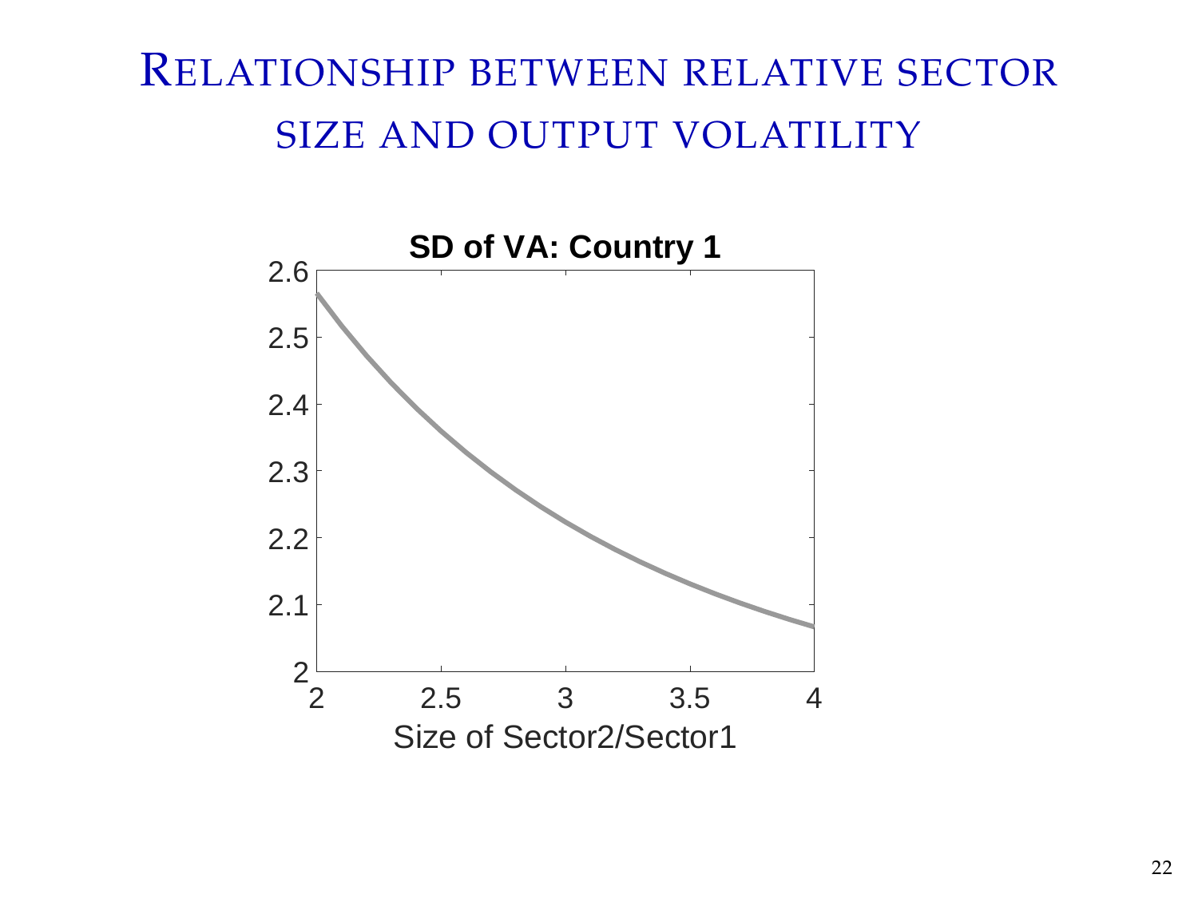# Relationship between relative sector size and output volatility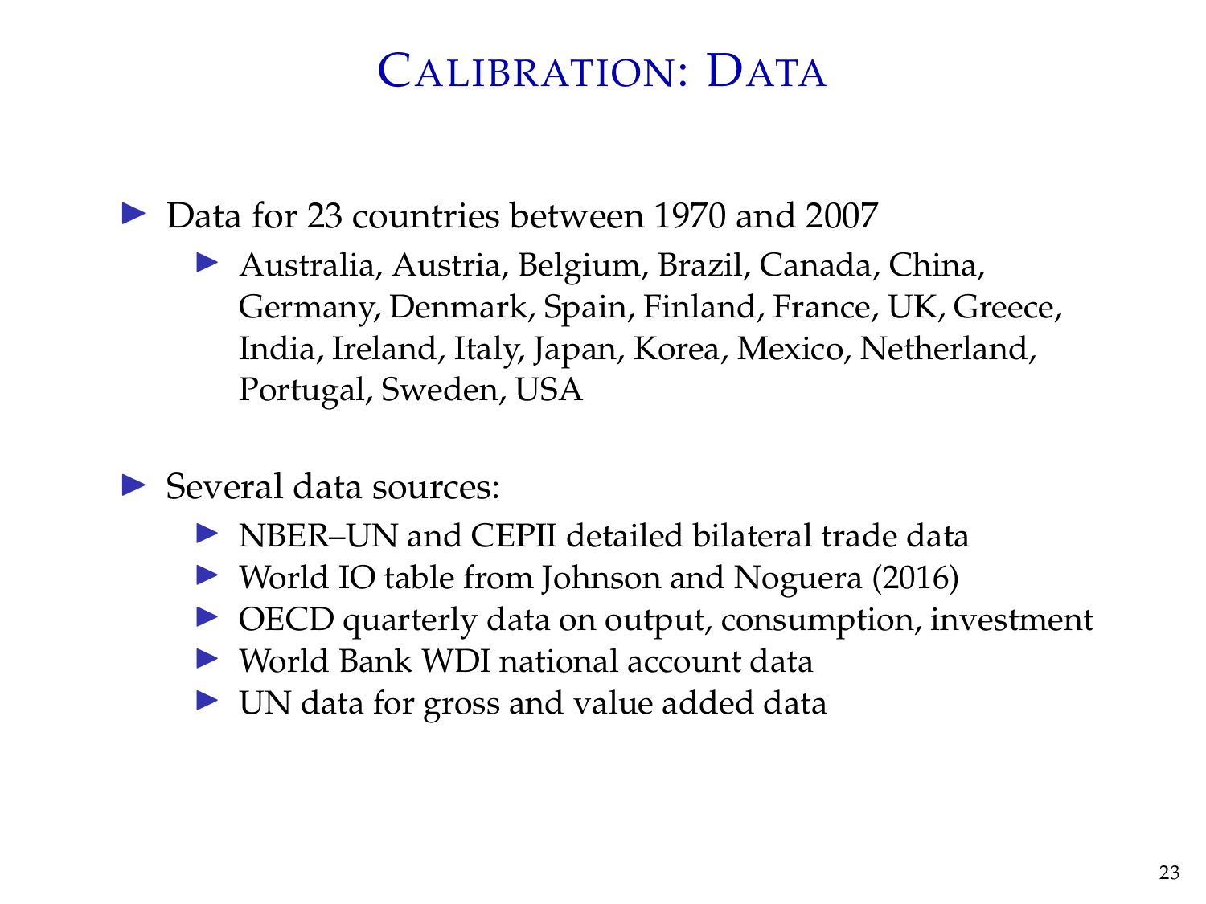# Calibration: Data

- Data for 23 countries between 1970 and 2007
  - Australia, Austria, Belgium, Brazil, Canada, China, Germany, Denmark, Spain, Finland, France, UK, Greece, India, Ireland, Italy, Japan, Korea, Mexico, Netherland, Portugal, Sweden, USA

- Several data sources:
  - NBER–UN and CEPII detailed bilateral trade data
  - World IO table from Johnson and Noguera (2016)
  - OECD quarterly data on output, consumption, investment
  - World Bank WDI national account data
  - UN data for gross and value added data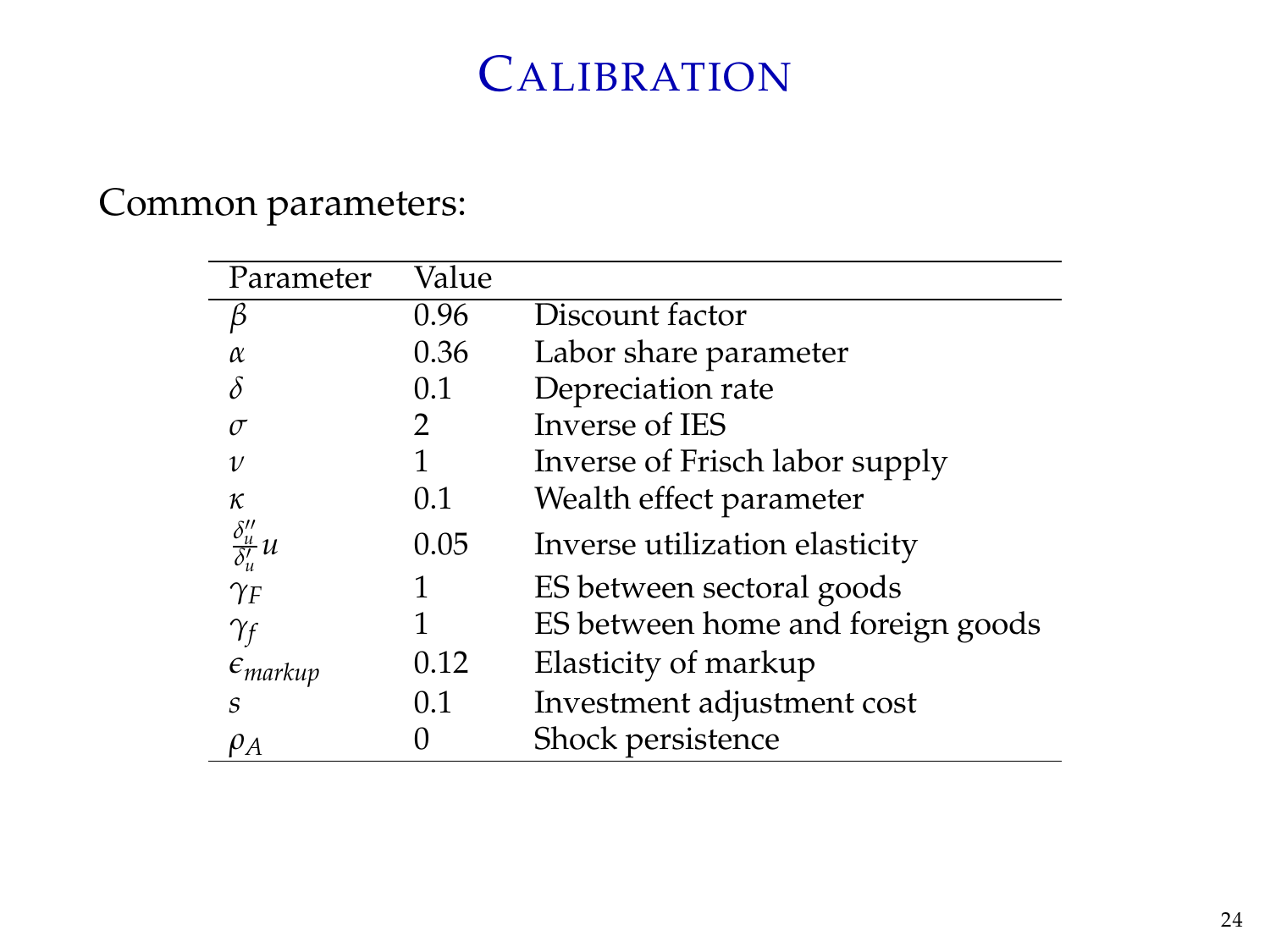# Calibration

Common parameters:

| Parameter | Value | |
|---|---|---|
| $\beta$ | 0.96 | Discount factor |
| $\alpha$ | 0.36 | Labor share parameter |
| $\delta$ | 0.1 | Depreciation rate |
| $\sigma$ | 2 | Inverse of IES |
| $\nu$ | 1 | Inverse of Frisch labor supply |
| $\kappa$ | 0.1 | Wealth effect parameter |
| $\frac{\delta_u''}{\delta_u'}u$ | 0.05 | Inverse utilization elasticity |
| $\gamma_F$ | 1 | ES between sectoral goods |
| $\gamma_f$ | 1 | ES between home and foreign goods |
| $\epsilon_{markup}$ | 0.12 | Elasticity of markup |
| $s$ | 0.1 | Investment adjustment cost |
| $\rho_A$ | 0 | Shock persistence |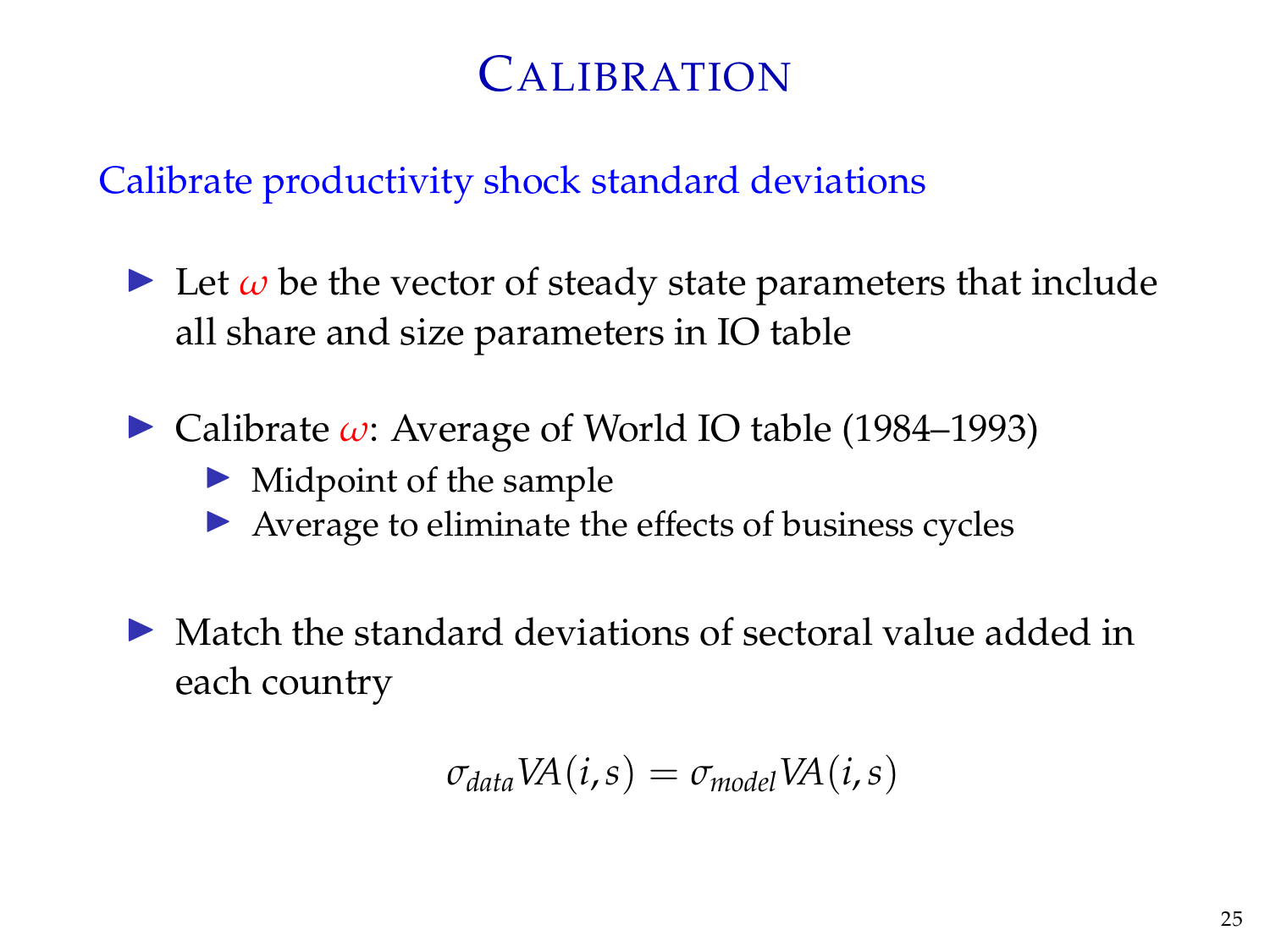# Calibration

## Calibrate productivity shock standard deviations

- Let $\omega$ be the vector of steady state parameters that include all share and size parameters in IO table
- Calibrate $\omega$: Average of World IO table (1984–1993)
  - Midpoint of the sample
  - Average to eliminate the effects of business cycles
- Match the standard deviations of sectoral value added in each country

$$\sigma_{data} VA(i, s) = \sigma_{model} VA(i, s)$$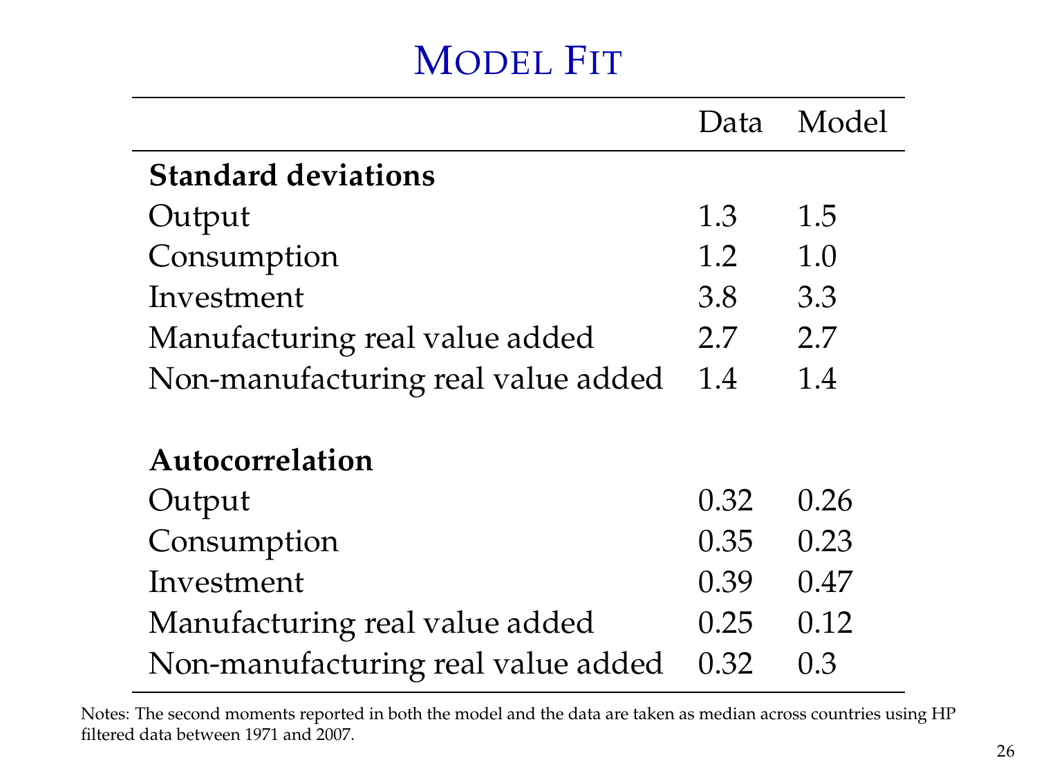# Model Fit

| | Data | Model |
|---|---|---|
| **Standard deviations** | | |
| Output | 1.3 | 1.5 |
| Consumption | 1.2 | 1.0 |
| Investment | 3.8 | 3.3 |
| Manufacturing real value added | 2.7 | 2.7 |
| Non-manufacturing real value added | 1.4 | 1.4 |
| | | |
| **Autocorrelation** | | |
| Output | 0.32 | 0.26 |
| Consumption | 0.35 | 0.23 |
| Investment | 0.39 | 0.47 |
| Manufacturing real value added | 0.25 | 0.12 |
| Non-manufacturing real value added | 0.32 | 0.3 |

Notes: The second moments reported in both the model and the data are taken as median across countries using HP filtered data between 1971 and 2007.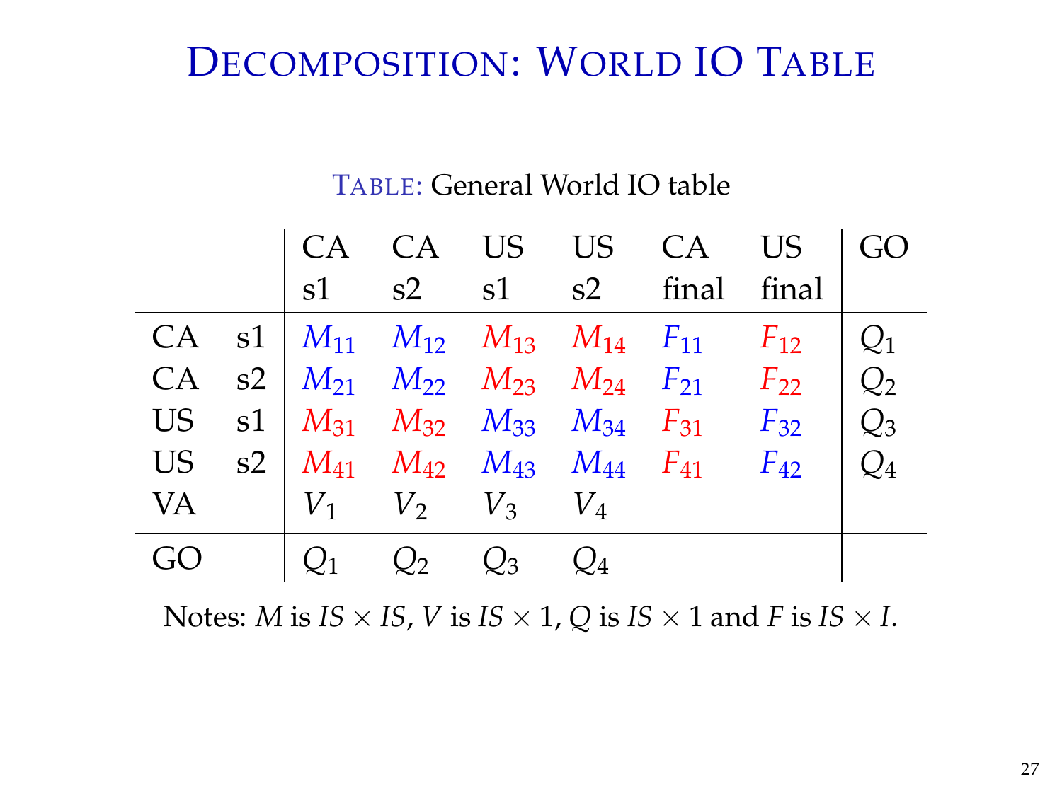# Decomposition: World IO Table

Table: General World IO table

| | | CA s1 | CA s2 | US s1 | US s2 | CA final | US final | GO |
|---|---|---|---|---|---|---|---|---|
| CA | s1 | $M_{11}$ | $M_{12}$ | $M_{13}$ | $M_{14}$ | $F_{11}$ | $F_{12}$ | $Q_1$ |
| CA | s2 | $M_{21}$ | $M_{22}$ | $M_{23}$ | $M_{24}$ | $F_{21}$ | $F_{22}$ | $Q_2$ |
| US | s1 | $M_{31}$ | $M_{32}$ | $M_{33}$ | $M_{34}$ | $F_{31}$ | $F_{32}$ | $Q_3$ |
| US | s2 | $M_{41}$ | $M_{42}$ | $M_{43}$ | $M_{44}$ | $F_{41}$ | $F_{42}$ | $Q_4$ |
| VA | | $V_1$ | $V_2$ | $V_3$ | $V_4$ | | | |
| GO | | $Q_1$ | $Q_2$ | $Q_3$ | $Q_4$ | | | |

Notes: $M$ is $IS \times IS$, $V$ is $IS \times 1$, $Q$ is $IS \times 1$ and $F$ is $IS \times I$.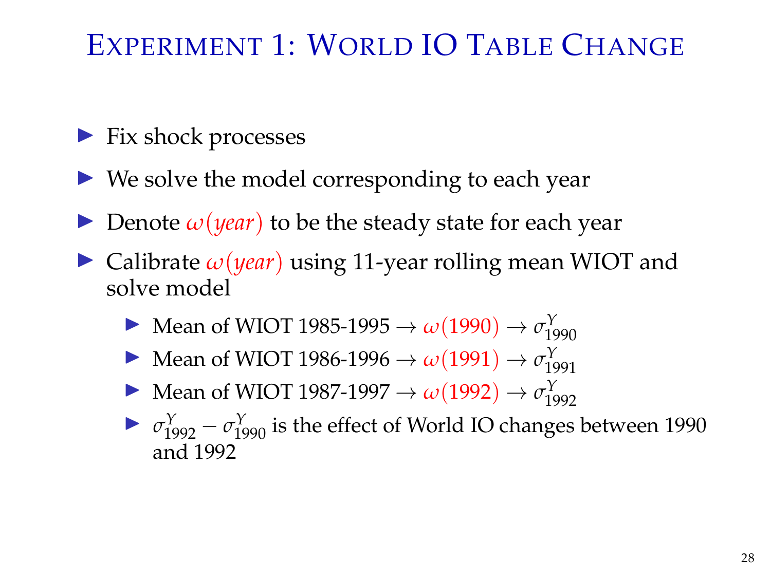# Experiment 1: World IO Table Change

- Fix shock processes
- We solve the model corresponding to each year
- Denote $\omega(year)$ to be the steady state for each year
- Calibrate $\omega(year)$ using 11-year rolling mean WIOT and solve model
  - Mean of WIOT 1985-1995 $\rightarrow \omega(1990) \rightarrow \sigma^{Y}_{1990}$
  - Mean of WIOT 1986-1996 $\rightarrow \omega(1991) \rightarrow \sigma^{Y}_{1991}$
  - Mean of WIOT 1987-1997 $\rightarrow \omega(1992) \rightarrow \sigma^{Y}_{1992}$
  - $\sigma^{Y}_{1992} - \sigma^{Y}_{1990}$ is the effect of World IO changes between 1990 and 1992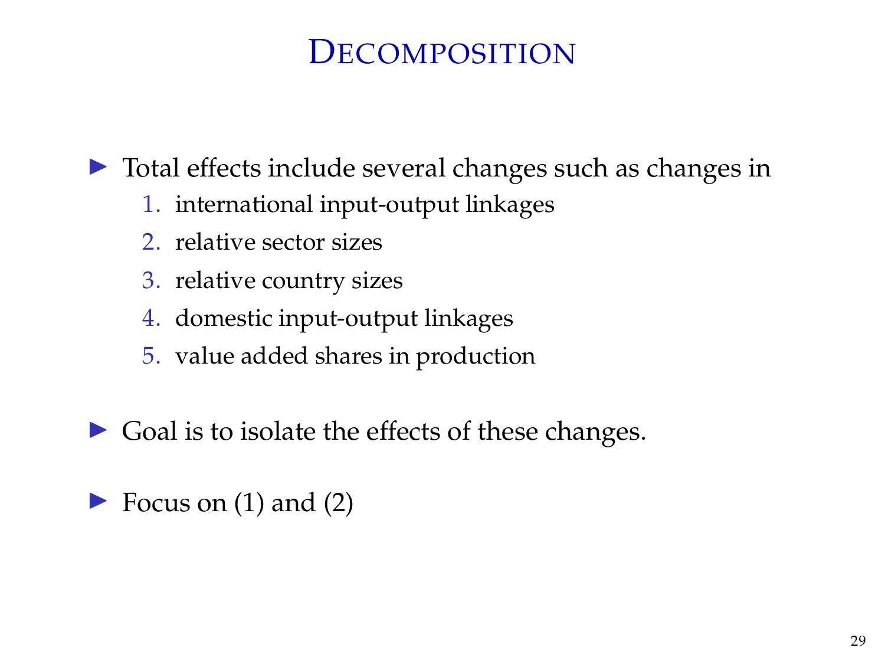# Decomposition

- Total effects include several changes such as changes in
  1. international input-output linkages
  2. relative sector sizes
  3. relative country sizes
  4. domestic input-output linkages
  5. value added shares in production

- Goal is to isolate the effects of these changes.

- Focus on (1) and (2)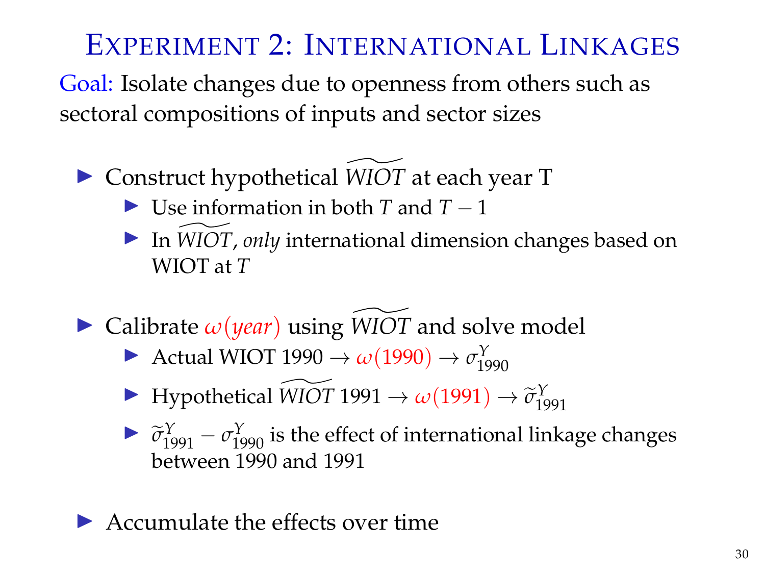# Experiment 2: International Linkages

Goal: Isolate changes due to openness from others such as sectoral compositions of inputs and sector sizes

- Construct hypothetical $\widetilde{WIOT}$ at each year T
  - Use information in both $T$ and $T-1$
  - In $\widetilde{WIOT}$, *only* international dimension changes based on WIOT at $T$

- Calibrate $\omega(year)$ using $\widetilde{WIOT}$ and solve model
  - Actual WIOT 1990 $\rightarrow \omega(1990) \rightarrow \sigma^{Y}_{1990}$
  - Hypothetical $\widetilde{WIOT}$ 1991 $\rightarrow \omega(1991) \rightarrow \widetilde{\sigma}^{Y}_{1991}$
  - $\widetilde{\sigma}^{Y}_{1991} - \sigma^{Y}_{1990}$ is the effect of international linkage changes between 1990 and 1991

- Accumulate the effects over time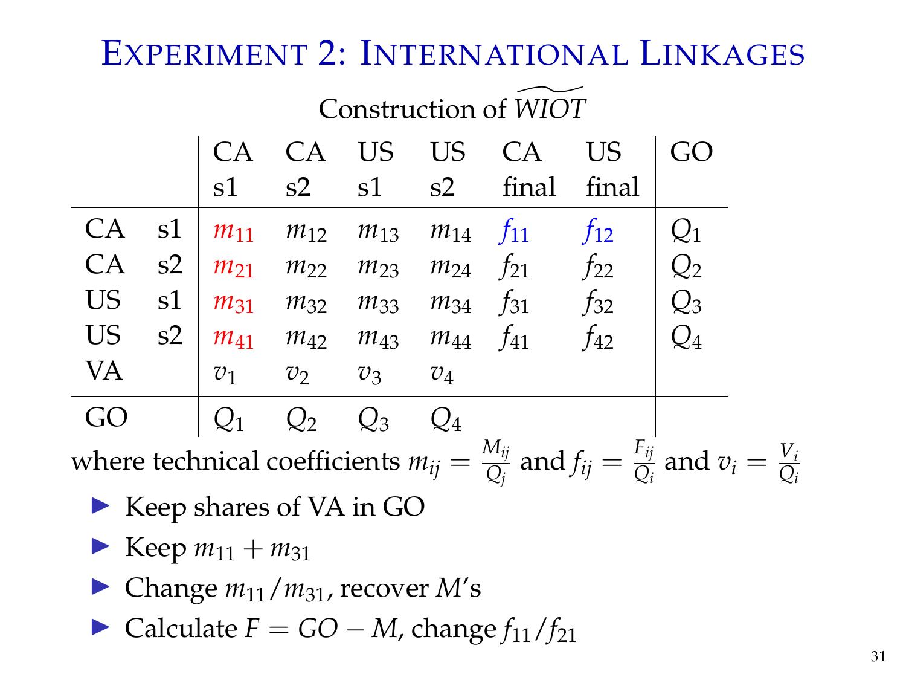# Experiment 2: International Linkages

Construction of $\widetilde{WIOT}$

| | | CA s1 | CA s2 | US s1 | US s2 | CA final | US final | GO |
|---|---|---|---|---|---|---|---|---|
| CA | s1 | $m_{11}$ | $m_{12}$ | $m_{13}$ | $m_{14}$ | $f_{11}$ | $f_{12}$ | $Q_1$ |
| CA | s2 | $m_{21}$ | $m_{22}$ | $m_{23}$ | $m_{24}$ | $f_{21}$ | $f_{22}$ | $Q_2$ |
| US | s1 | $m_{31}$ | $m_{32}$ | $m_{33}$ | $m_{34}$ | $f_{31}$ | $f_{32}$ | $Q_3$ |
| US | s2 | $m_{41}$ | $m_{42}$ | $m_{43}$ | $m_{44}$ | $f_{41}$ | $f_{42}$ | $Q_4$ |
| VA | | $v_1$ | $v_2$ | $v_3$ | $v_4$ | | | |
| GO | | $Q_1$ | $Q_2$ | $Q_3$ | $Q_4$ | | | |

where technical coefficients $m_{ij} = \frac{M_{ij}}{Q_j}$ and $f_{ij} = \frac{F_{ij}}{Q_i}$ and $v_i = \frac{V_i}{Q_i}$

- Keep shares of VA in GO
- Keep $m_{11} + m_{31}$
- Change $m_{11}/m_{31}$, recover $M$'s
- Calculate $F = GO - M$, change $f_{11}/f_{21}$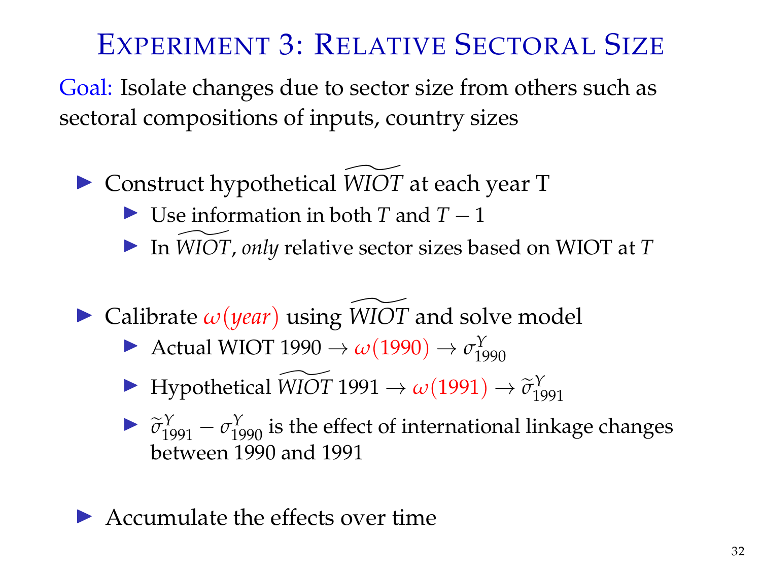# Experiment 3: Relative Sectoral Size

Goal: Isolate changes due to sector size from others such as sectoral compositions of inputs, country sizes

- Construct hypothetical $\widetilde{WIOT}$ at each year T
  - Use information in both $T$ and $T-1$
  - In $\widetilde{WIOT}$, *only* relative sector sizes based on WIOT at $T$

- Calibrate $\omega(year)$ using $\widetilde{WIOT}$ and solve model
  - Actual WIOT 1990 $\rightarrow \omega(1990) \rightarrow \sigma^{Y}_{1990}$
  - Hypothetical $\widetilde{WIOT}$ 1991 $\rightarrow \omega(1991) \rightarrow \widetilde{\sigma}^{Y}_{1991}$
  - $\widetilde{\sigma}^{Y}_{1991} - \sigma^{Y}_{1990}$ is the effect of international linkage changes between 1990 and 1991

- Accumulate the effects over time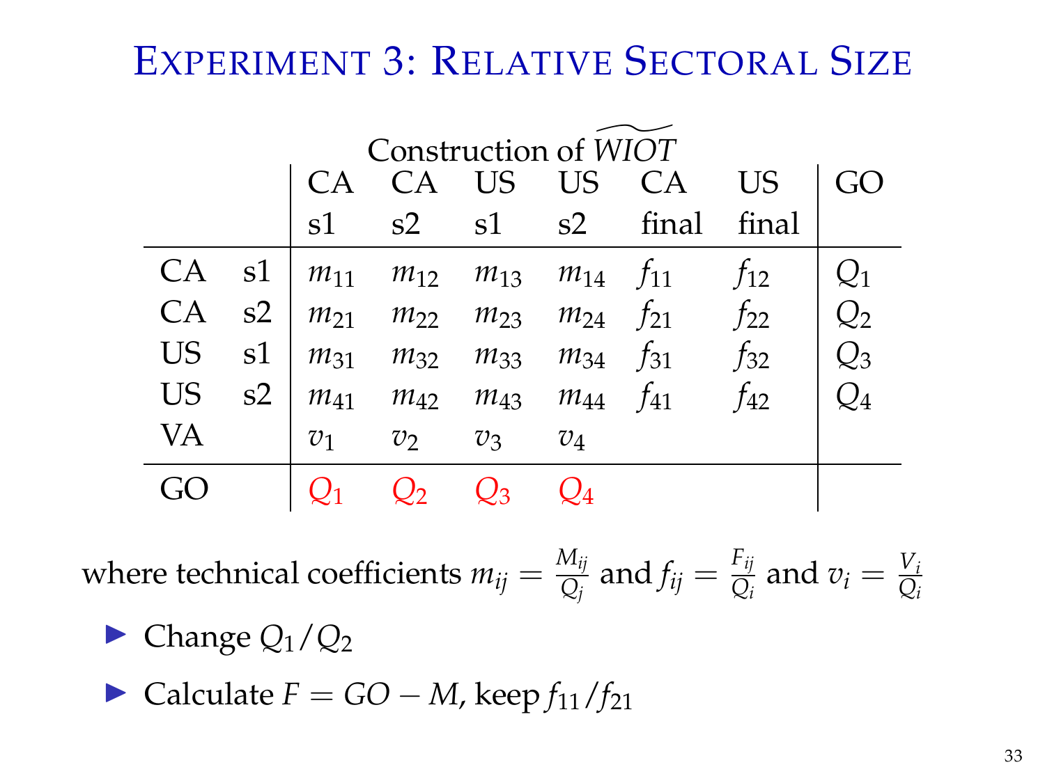# Experiment 3: Relative Sectoral Size

Construction of $\widetilde{WIOT}$

| | | CA s1 | CA s2 | US s1 | US s2 | CA final | US final | GO |
|---|---|---|---|---|---|---|---|---|
| CA | s1 | $m_{11}$ | $m_{12}$ | $m_{13}$ | $m_{14}$ | $f_{11}$ | $f_{12}$ | $Q_1$ |
| CA | s2 | $m_{21}$ | $m_{22}$ | $m_{23}$ | $m_{24}$ | $f_{21}$ | $f_{22}$ | $Q_2$ |
| US | s1 | $m_{31}$ | $m_{32}$ | $m_{33}$ | $m_{34}$ | $f_{31}$ | $f_{32}$ | $Q_3$ |
| US | s2 | $m_{41}$ | $m_{42}$ | $m_{43}$ | $m_{44}$ | $f_{41}$ | $f_{42}$ | $Q_4$ |
| VA | | $v_1$ | $v_2$ | $v_3$ | $v_4$ | | | |
| GO | | $Q_1$ | $Q_2$ | $Q_3$ | $Q_4$ | | | |

where technical coefficients $m_{ij} = \frac{M_{ij}}{Q_j}$ and $f_{ij} = \frac{F_{ij}}{Q_i}$ and $v_i = \frac{V_i}{Q_i}$

- Change $Q_1/Q_2$
- Calculate $F = GO - M$, keep $f_{11}/f_{21}$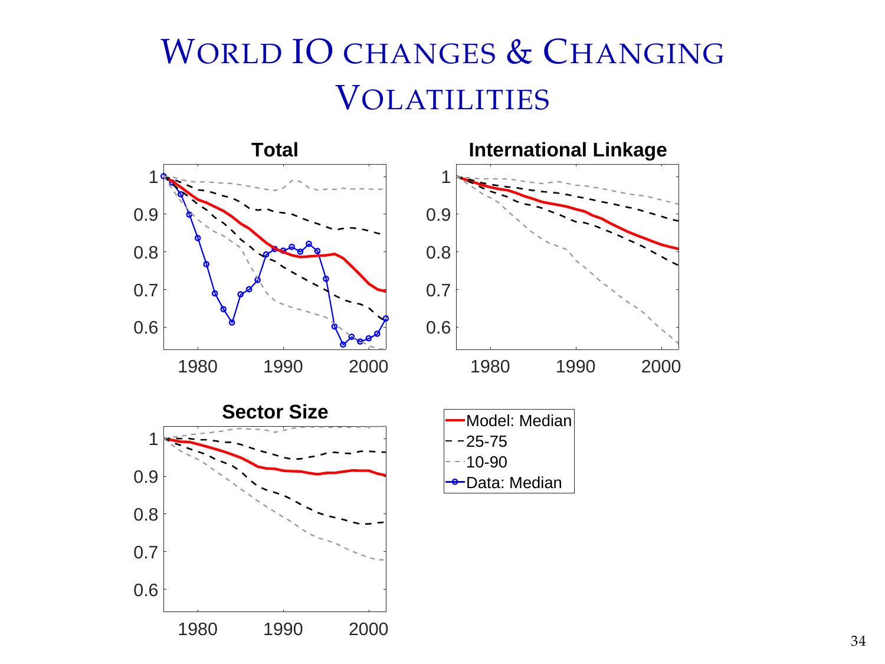# World IO changes & Changing Volatilities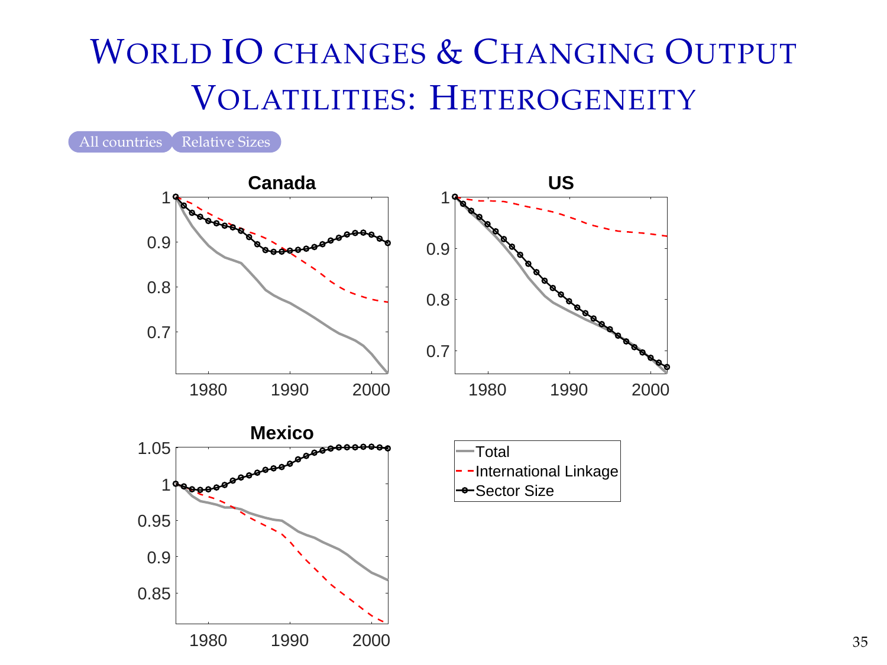# World IO changes & Changing Output Volatilities: Heterogeneity

All countries | Relative Sizes

**Canada**

**US**

**Mexico**

Total

International Linkage

Sector Size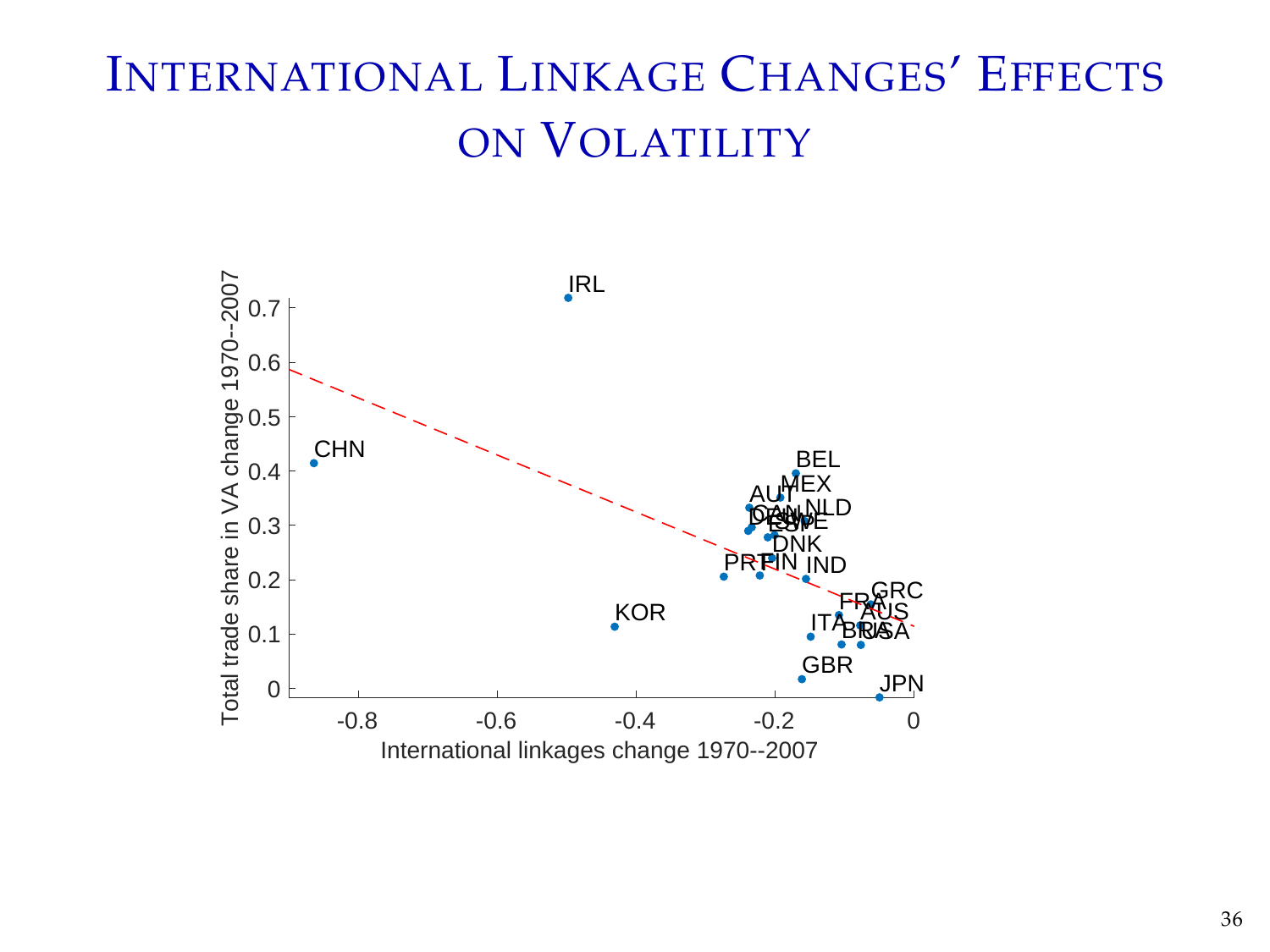# International Linkage Changes' Effects on Volatility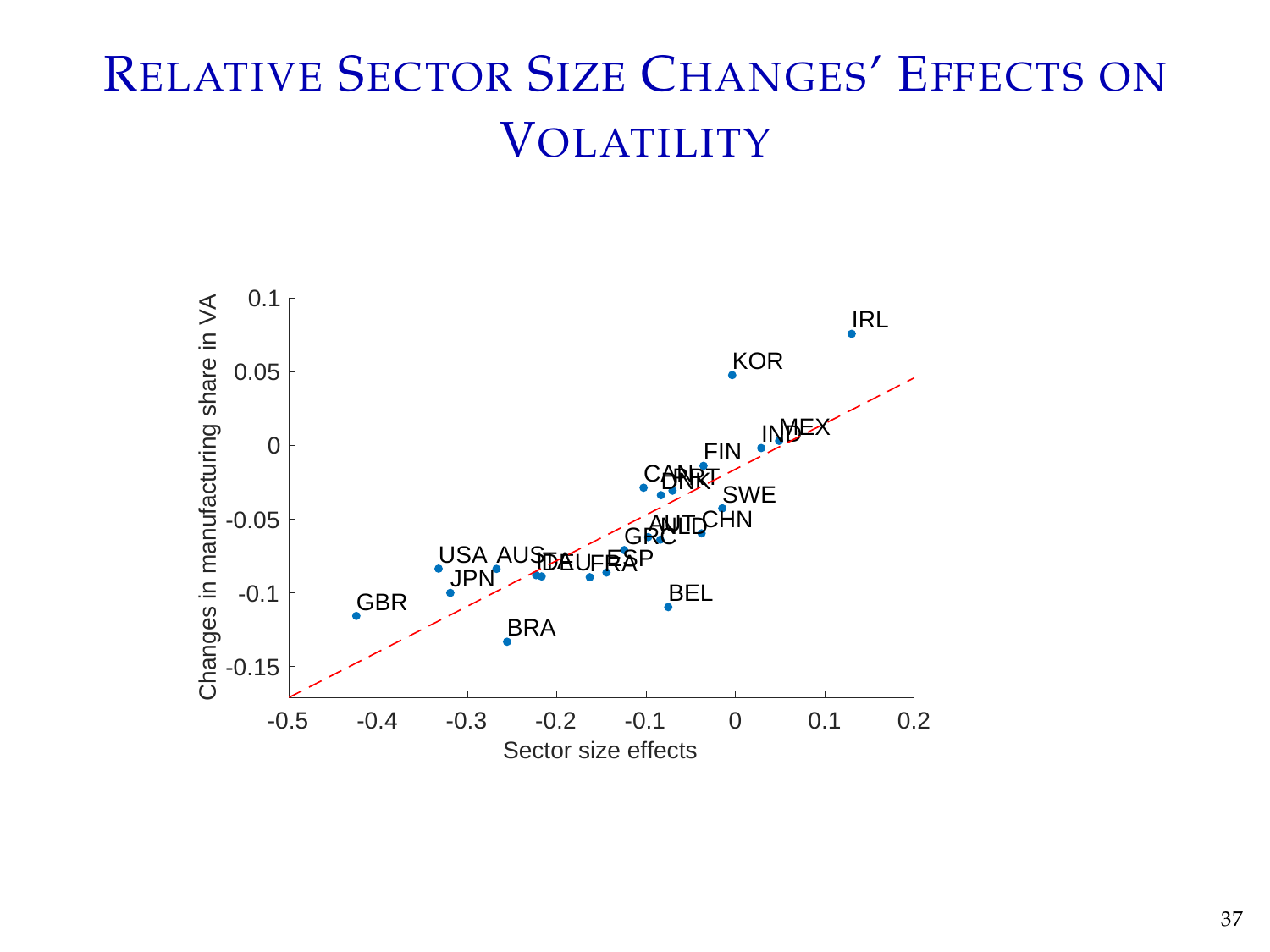# Relative Sector Size Changes' Effects on Volatility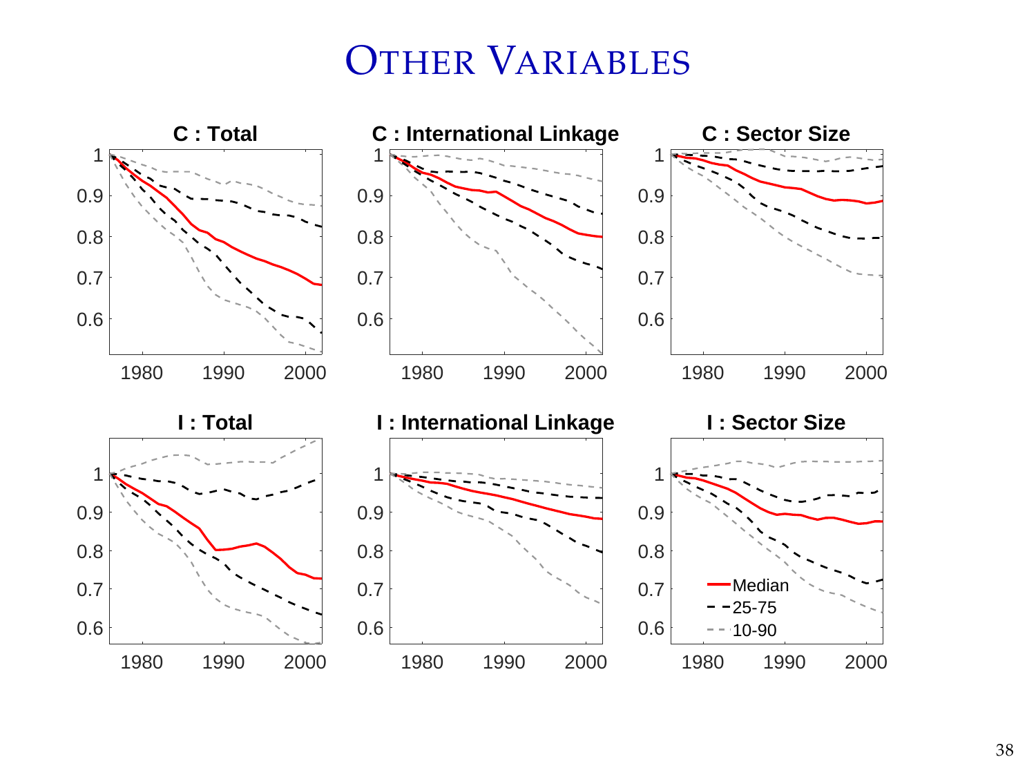# OTHER VARIABLES

C : Total

C : International Linkage

C : Sector Size

I : Total

I : International Linkage

I : Sector Size

Median

25-75

10-90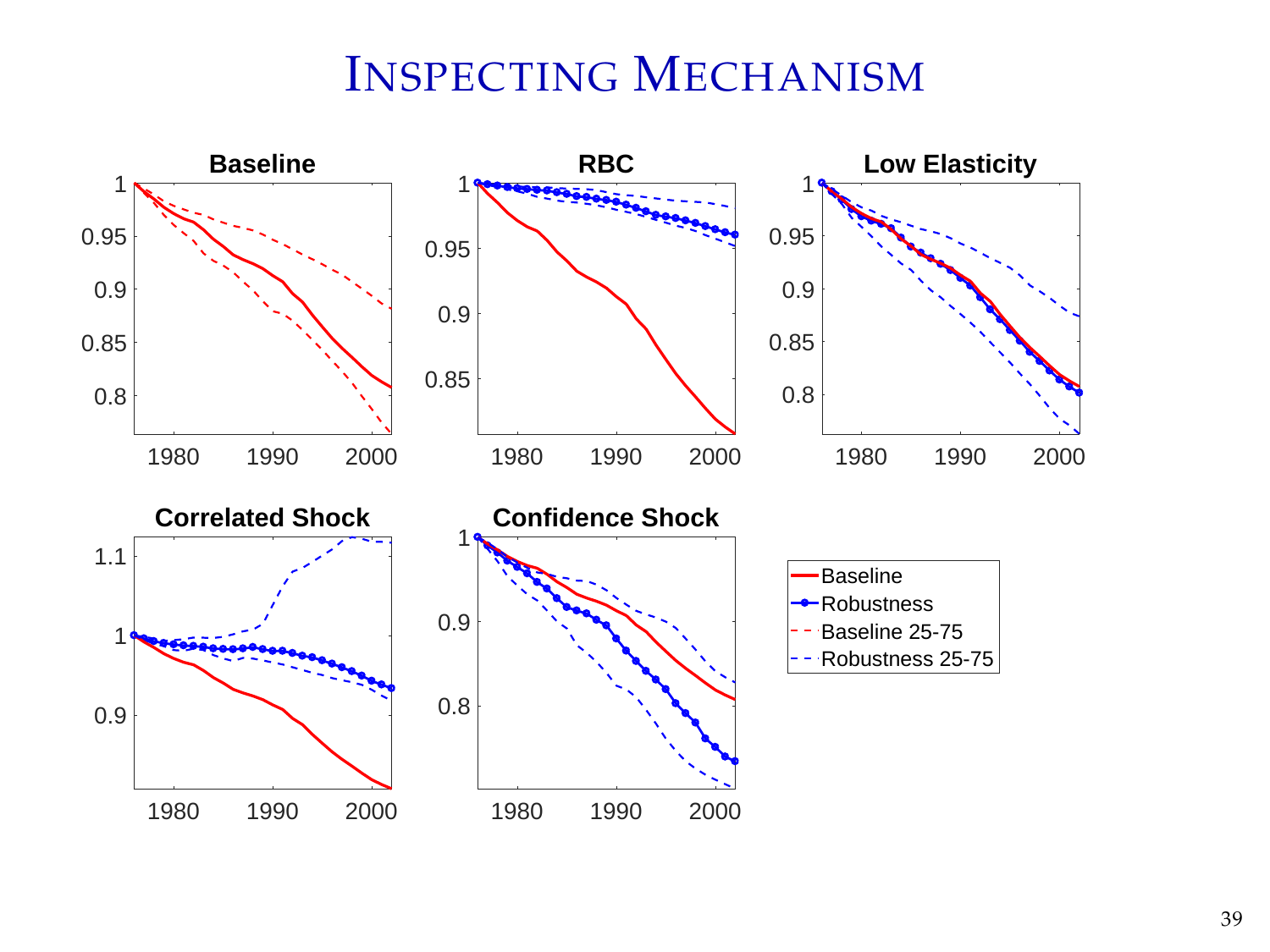# Inspecting Mechanism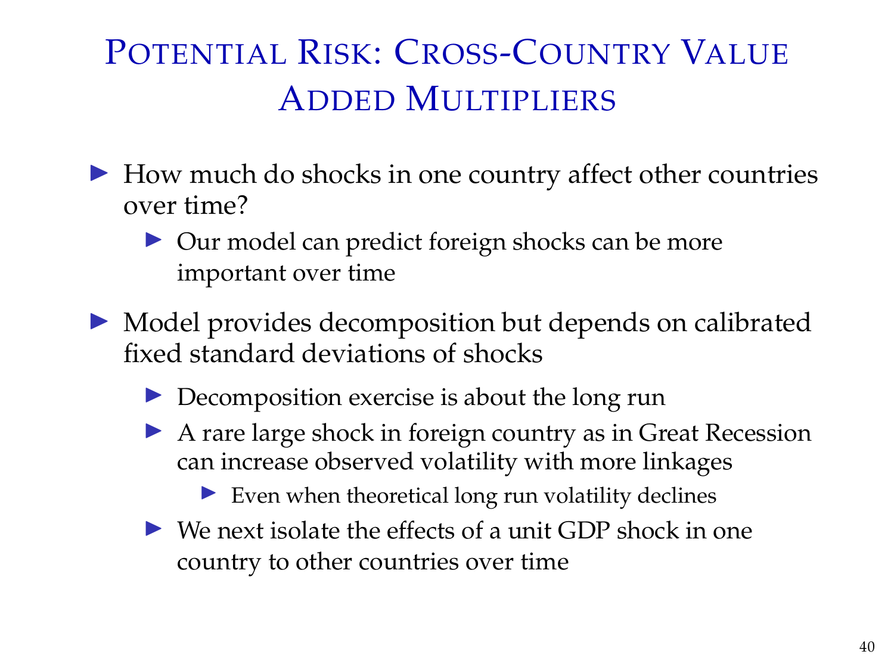# Potential Risk: Cross-Country Value Added Multipliers

- How much do shocks in one country affect other countries over time?
  - Our model can predict foreign shocks can be more important over time
- Model provides decomposition but depends on calibrated fixed standard deviations of shocks
  - Decomposition exercise is about the long run
  - A rare large shock in foreign country as in Great Recession can increase observed volatility with more linkages
    - Even when theoretical long run volatility declines
  - We next isolate the effects of a unit GDP shock in one country to other countries over time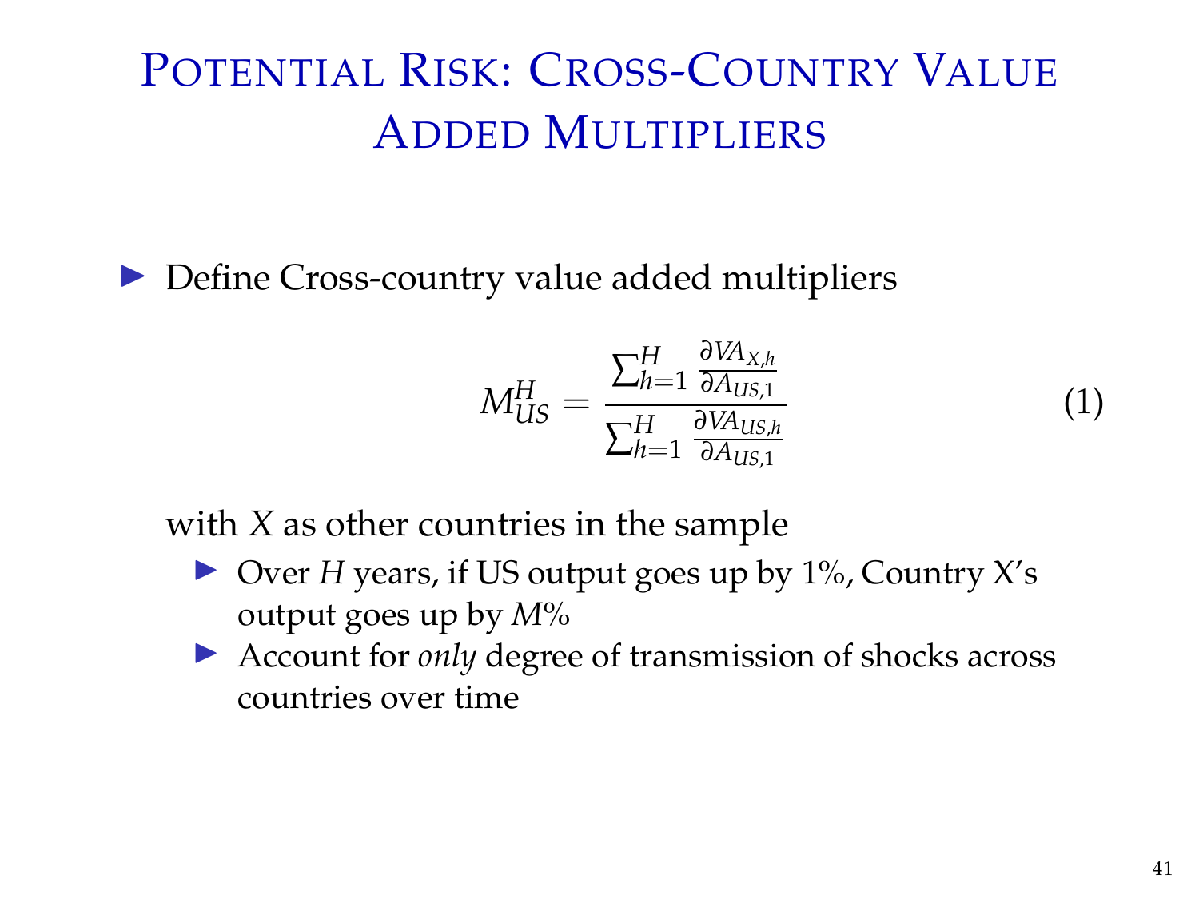# Potential Risk: Cross-Country Value Added Multipliers

- Define Cross-country value added multipliers

$$M_{US}^{H} = \frac{\sum_{h=1}^{H} \frac{\partial VA_{X,h}}{\partial A_{US,1}}}{\sum_{h=1}^{H} \frac{\partial VA_{US,h}}{\partial A_{US,1}}} \tag{1}$$

  with $X$ as other countries in the sample

  - Over $H$ years, if US output goes up by 1%, Country X's output goes up by $M$%
  - Account for *only* degree of transmission of shocks across countries over time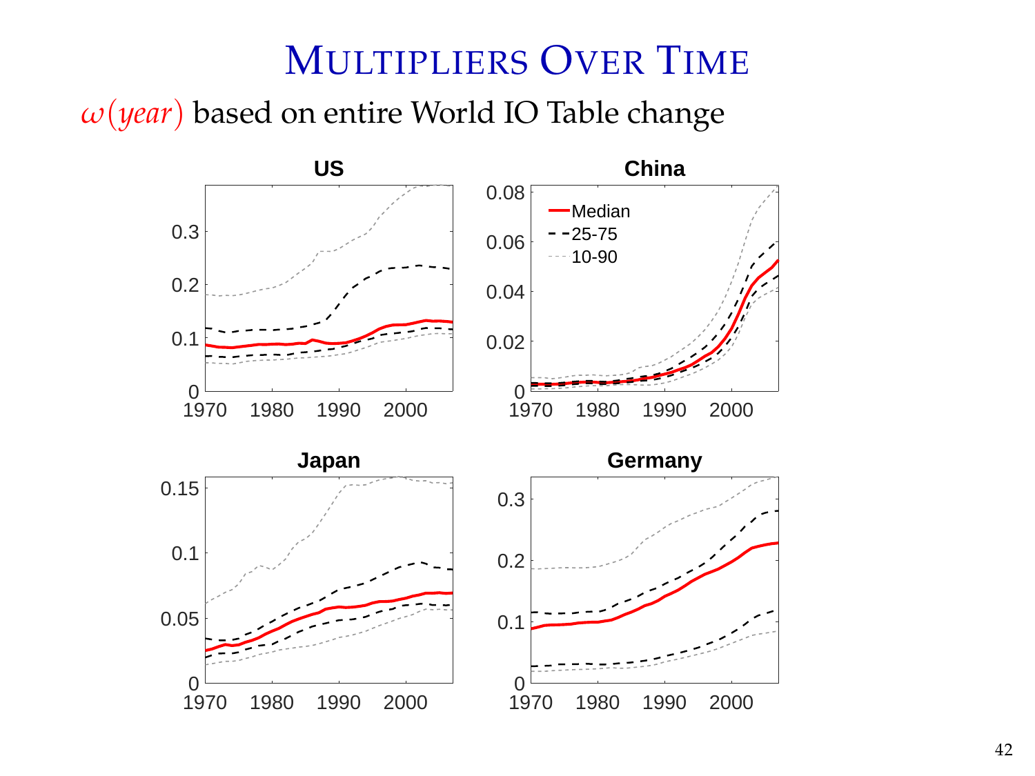# Multipliers Over Time

$\omega(year)$ based on entire World IO Table change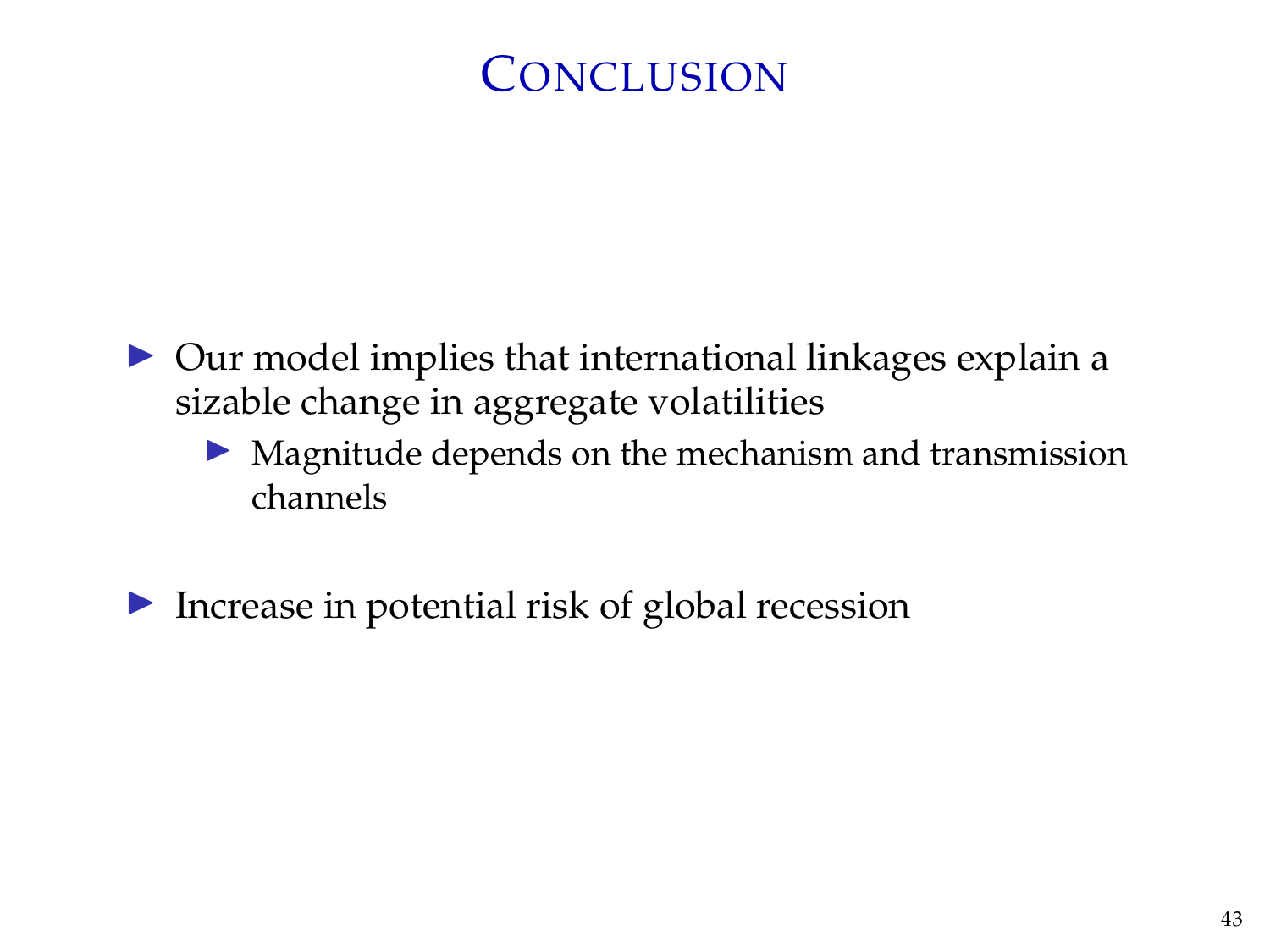# Conclusion

- Our model implies that international linkages explain a sizable change in aggregate volatilities
  - Magnitude depends on the mechanism and transmission channels
- Increase in potential risk of global recession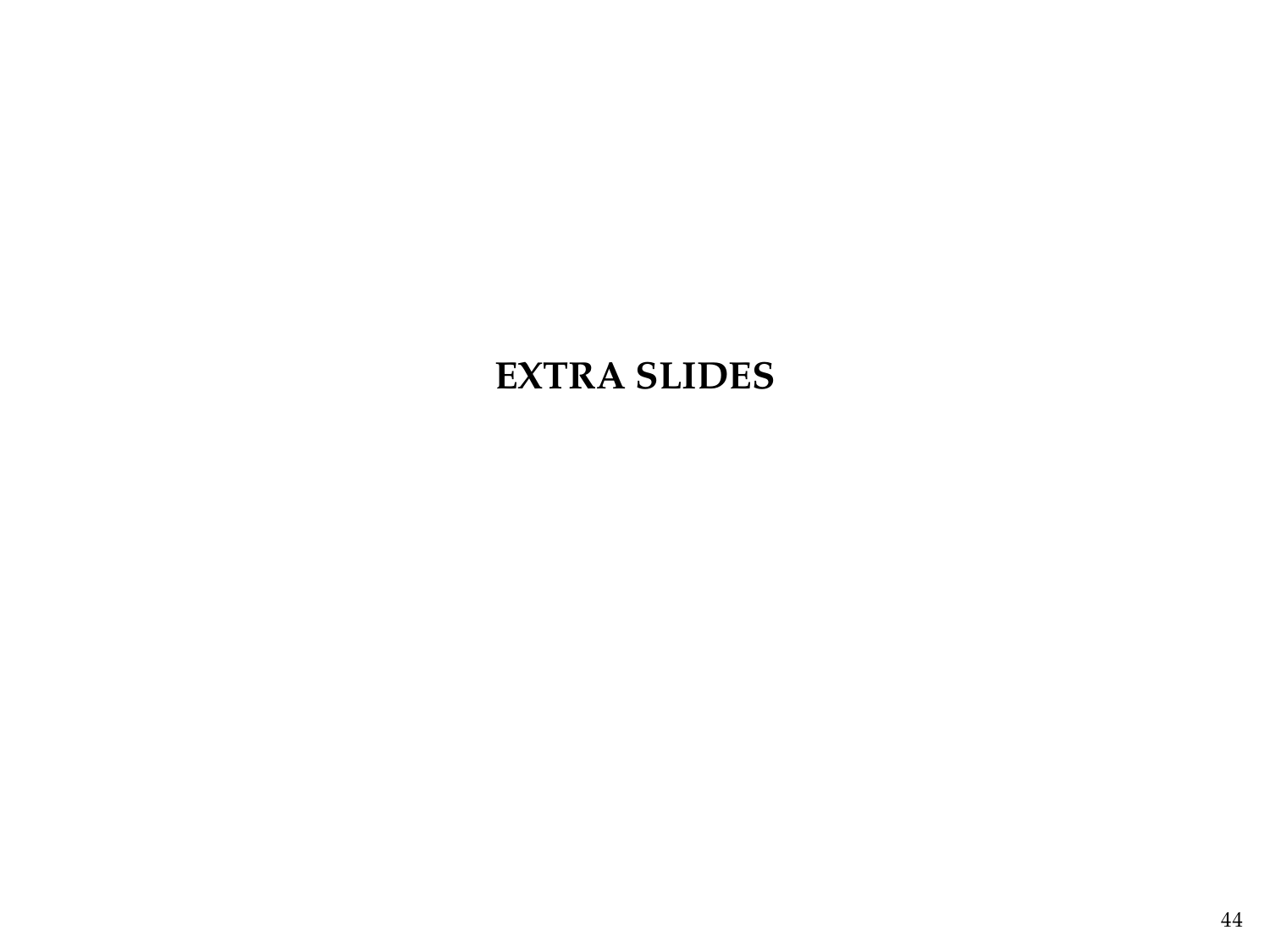# EXTRA SLIDES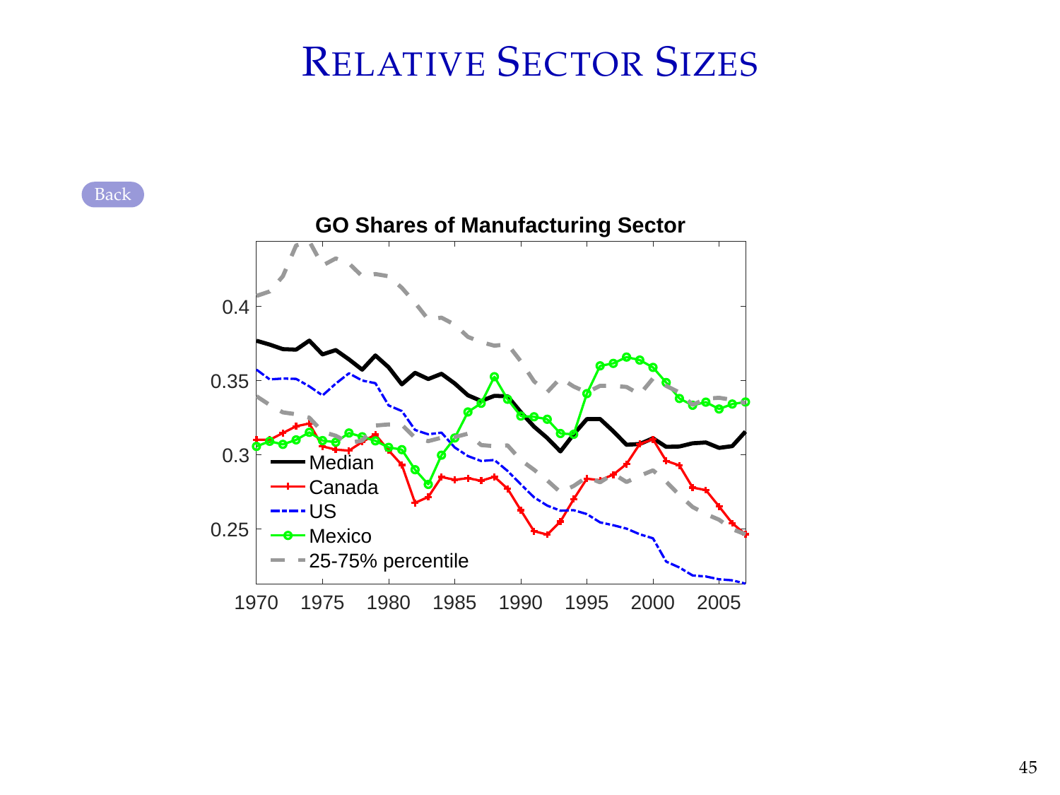# Relative Sector Sizes

Back

**GO Shares of Manufacturing Sector**

Median

Canada

US

Mexico

25-75% percentile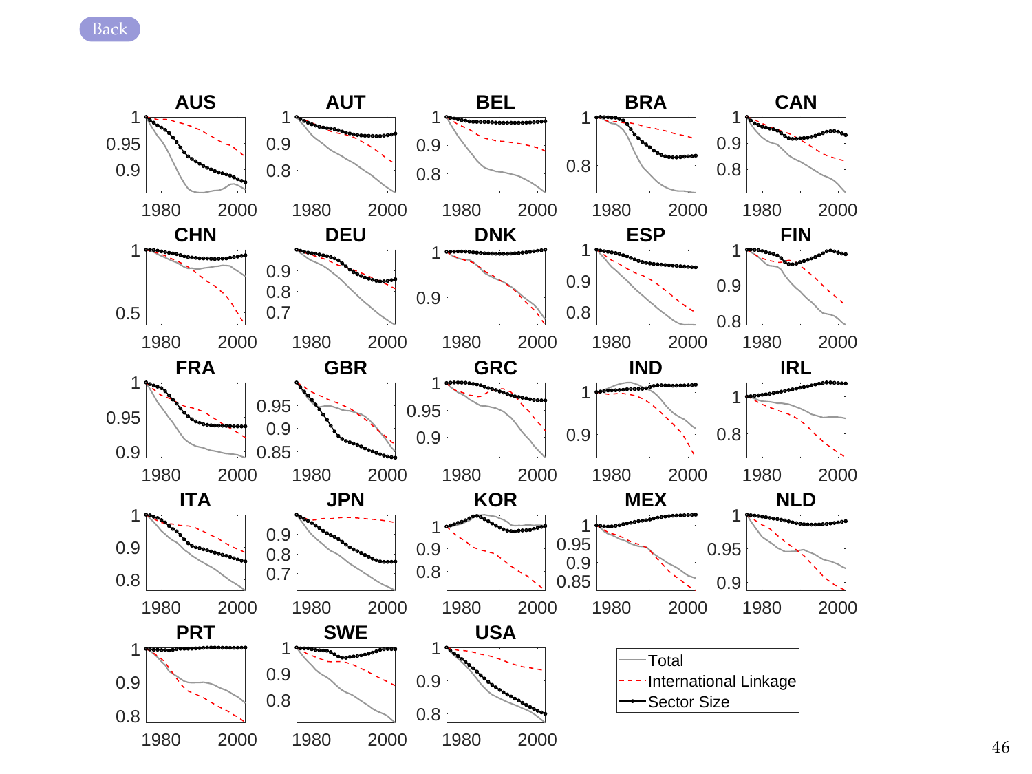Back

AUS
1
0.95
0.9
1980 2000

AUT
1
0.9
0.8
1980 2000

BEL
1
0.9
0.8
1980 2000

BRA
1
0.8
1980 2000

CAN
1
0.9
0.8
1980 2000

CHN
1
0.5
1980 2000

DEU
0.9
0.8
0.7
1980 2000

DNK
1
0.9
1980 2000

ESP
1
0.9
0.8
1980 2000

FIN
1
0.9
0.8
1980 2000

FRA
1
0.95
0.9
1980 2000

GBR
0.95
0.9
0.85
1980 2000

GRC
1
0.95
0.9
1980 2000

IND
1
0.9
1980 2000

IRL
1
0.8
1980 2000

ITA
1
0.9
0.8
1980 2000

JPN
0.9
0.8
0.7
1980 2000

KOR
1
0.9
0.8
1980 2000

MEX
1
0.95
0.9
0.85
1980 2000

NLD
1
0.95
0.9
1980 2000

PRT
1
0.9
0.8
1980 2000

SWE
1
0.9
0.8
1980 2000

USA
1
0.9
0.8
1980 2000

Total
International Linkage
Sector Size